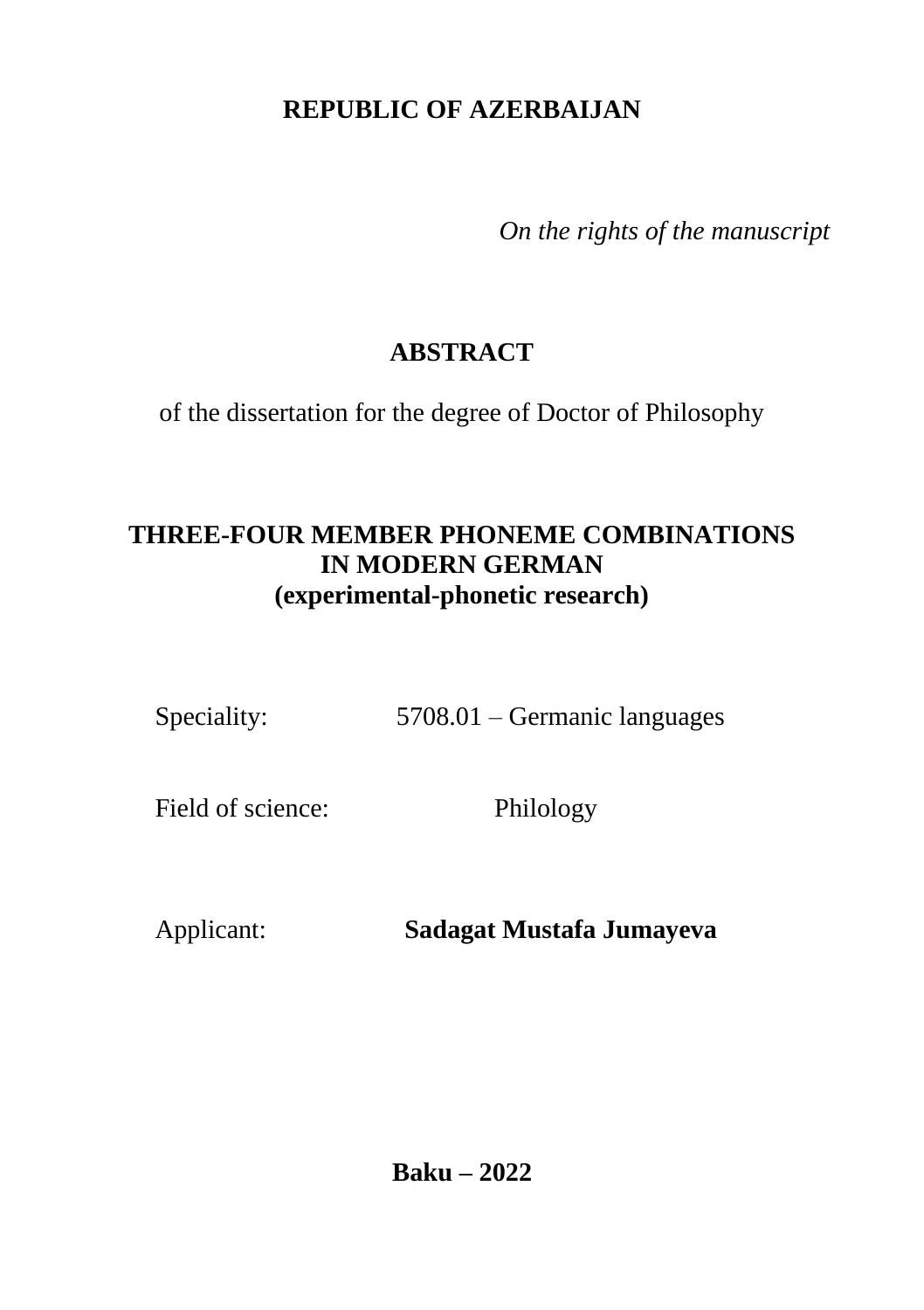**REPUBLIC OF AZERBAIJAN**

*On the rights of the manuscript*

# ABSTRACT

of the dissertation for the degree of Doctor of Philosophy

## THREE-FOUR MEMBER PHONEME COMBINATIONS IN MODERN GERMAN (experimental-phonetic research)

Speciality: 5708.01 – Germanic languages

Field of science: Philology

Applicant: **Sadagat Mustafa Jumayeva**

**Baku – 2022**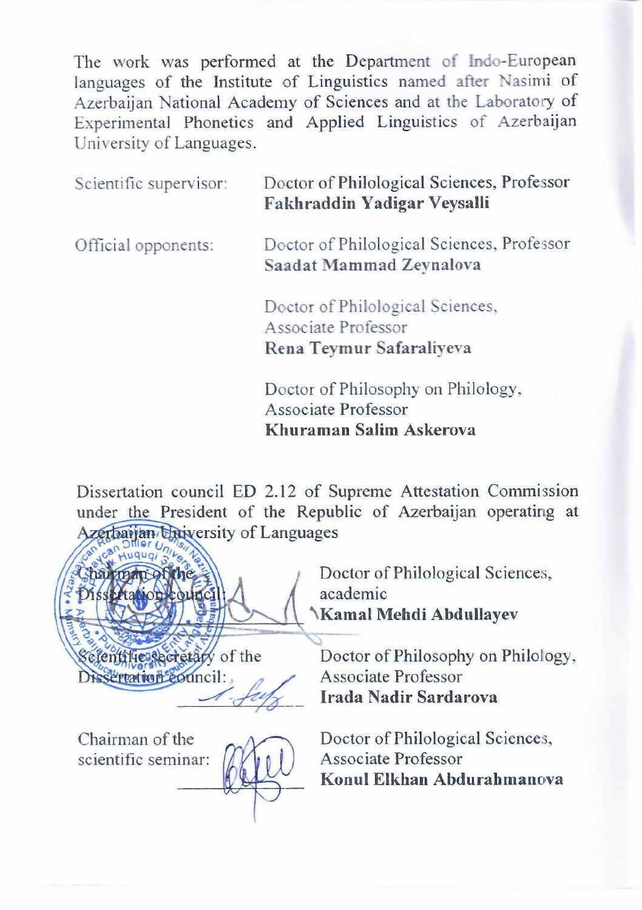The work was performed at the Department of Indo-European languages of the Institute of Linguistics named after Nasimi of Azerbaijan National Academy of Sciences and at the Laboratory of Experimental Phonetics and Applied Linguistics of Azerbaijan University of Languages.

Scientific supervisor: Doctor of Philological Sciences, Professor **Fakhraddin Yadigar Veysalli**

Official opponents: Doctor of Philological Sciences, Professor **Saadat Mammad Zeynalova**

Doctor of Philological Sciences, Associate Professor **Rena Teymur Safaraliyeva**

Doctor of Philosophy on Philology, Associate Professor **Khuraman Salim Askerova**

Dissertation council ED 2.12 of Supreme Attestation Commission under the President of the Republic of Azerbaijan operating at Azerbaijan University of Languages

Chairman of the Dissertation council: Doctor of Philological Sciences, academic **Kamal Mehdi Abdullayev**

Scientific secretary of the Dissertation council: Doctor of Philosophy on Philology, Associate Professor **Irada Nadir Sardarova**

Chairman of the scientific seminar: Doctor of Philological Sciences, Associate Professor **Konul Elkhan Abdurahmanova**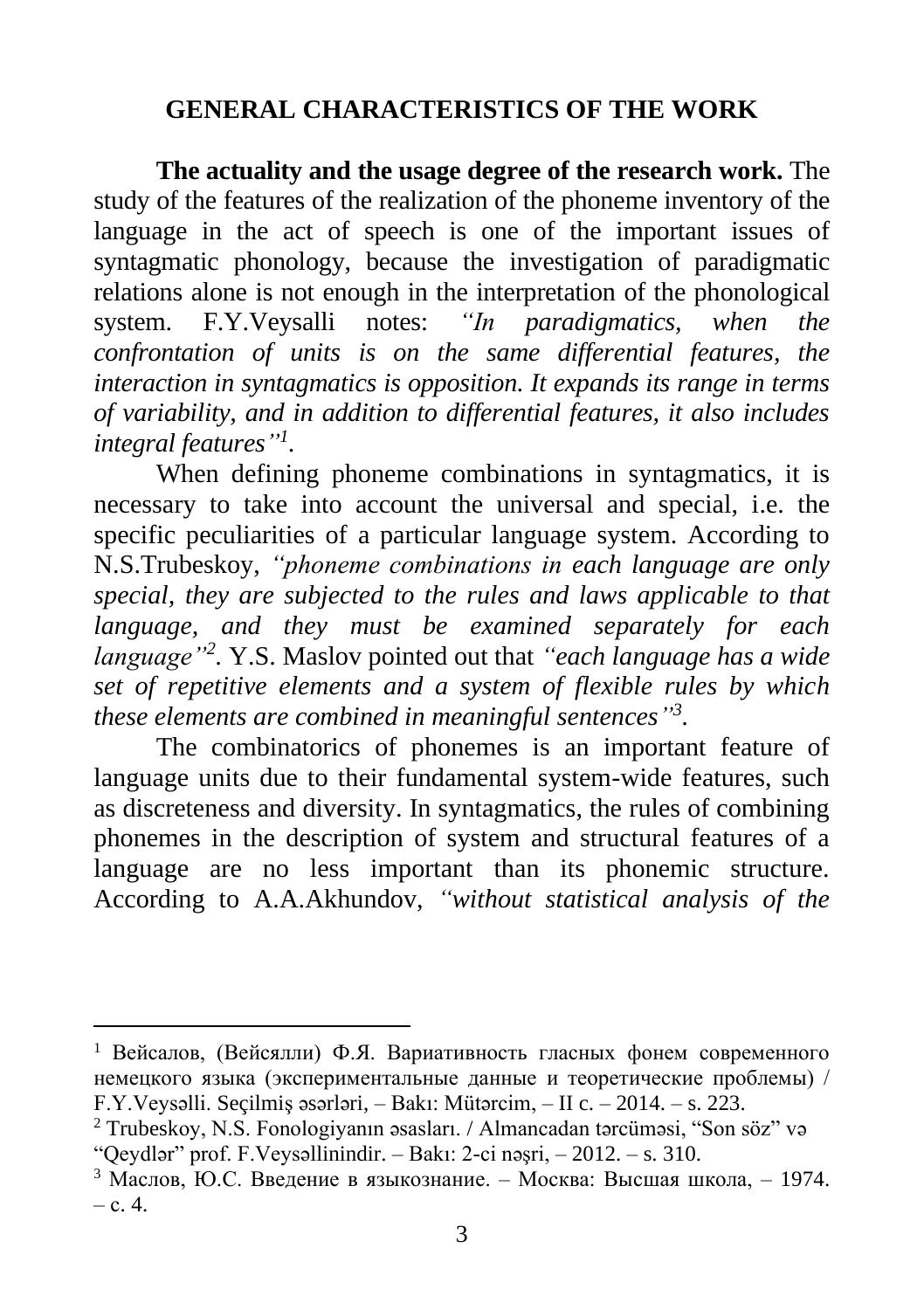## GENERAL CHARACTERISTICS OF THE WORK

**The actuality and the usage degree of the research work.** The study of the features of the realization of the phoneme inventory of the language in the act of speech is one of the important issues of syntagmatic phonology, because the investigation of paradigmatic relations alone is not enough in the interpretation of the phonological system. F.Y.Veysalli notes: *"In paradigmatics, when the confrontation of units is on the same differential features, the interaction in syntagmatics is opposition. It expands its range in terms of variability, and in addition to differential features, it also includes integral features"*[1].

When defining phoneme combinations in syntagmatics, it is necessary to take into account the universal and special, i.e. the specific peculiarities of a particular language system. According to N.S.Trubeskoy, *"phoneme combinations in each language are only special, they are subjected to the rules and laws applicable to that language, and they must be examined separately for each language"*[2]. Y.S. Maslov pointed out that *"each language has a wide set of repetitive elements and a system of flexible rules by which these elements are combined in meaningful sentences"*[3].

The combinatorics of phonemes is an important feature of language units due to their fundamental system-wide features, such as discreteness and diversity. In syntagmatics, the rules of combining phonemes in the description of system and structural features of a language are no less important than its phonemic structure. According to A.A.Akhundov, *"without statistical analysis of the*

---

[1] Вейсалов, (Вейсялли) Ф.Я. Вариативность гласных фонем современного немецкого языка (экспериментальные данные и теоретические проблемы) / F.Y.Veysəlli. Seçilmiş əsərləri, – Bakı: Mütərcim, – II c. – 2014. – s. 223.

[2] Trubeskoy, N.S. Fonologiyanın əsasları. / Almancadan tərcüməsi, "Son söz" və "Qeydlər" prof. F.Veysəllinindir. – Bakı: 2-ci nəşri, – 2012. – s. 310.

[3] Маслов, Ю.С. Введение в языкознание. – Москва: Высшая школа, – 1974. – с. 4.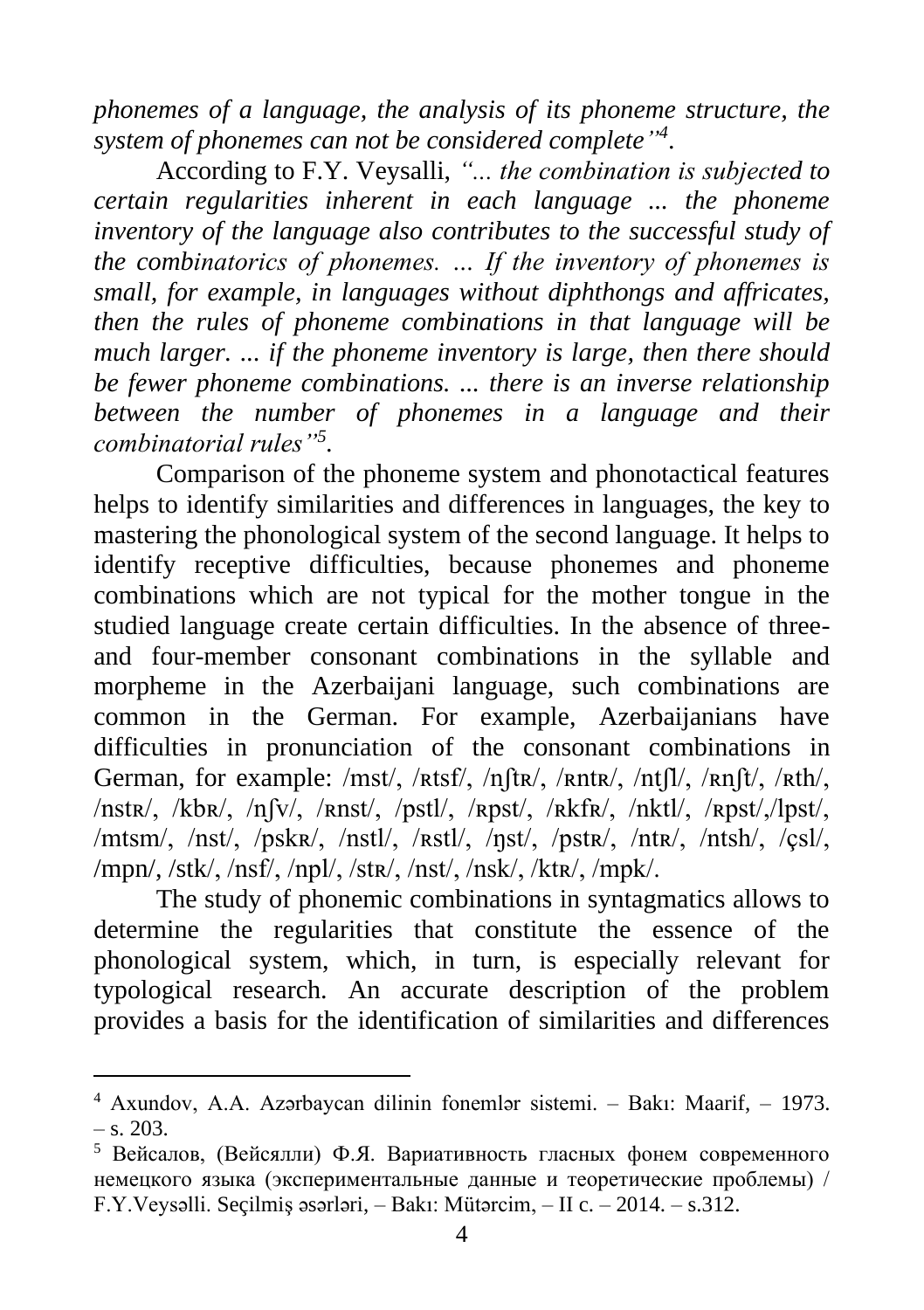*phonemes of a language, the analysis of its phoneme structure, the system of phonemes can not be considered complete"*[4].

According to F.Y. Veysalli, *"... the combination is subjected to certain regularities inherent in each language ... the phoneme inventory of the language also contributes to the successful study of the combinatorics of phonemes. … If the inventory of phonemes is small, for example, in languages without diphthongs and affricates, then the rules of phoneme combinations in that language will be much larger. ... if the phoneme inventory is large, then there should be fewer phoneme combinations. ... there is an inverse relationship between the number of phonemes in a language and their combinatorial rules"*[5].

Comparison of the phoneme system and phonotactical features helps to identify similarities and differences in languages, the key to mastering the phonological system of the second language. It helps to identify receptive difficulties, because phonemes and phoneme combinations which are not typical for the mother tongue in the studied language create certain difficulties. In the absence of three- and four-member consonant combinations in the syllable and morpheme in the Azerbaijani language, such combinations are common in the German. For example, Azerbaijanians have difficulties in pronunciation of the consonant combinations in German, for example: /mst/, /ʀtsf/, /nʃtʀ/, /ʀntʀ/, /ntʃl/, /ʀnʃt/, /ʀth/, /nstʀ/, /kbʀ/, /nʃv/, /ʀnst/, /pstl/, /ʀpst/, /ʀkfʀ/, /nktl/, /ʀpst/,/lpst/, /mtsm/, /nst/, /pskʀ/, /nstl/, /ʀstl/, /ŋst/, /pstʀ/, /ntʀ/, /ntsh/, /çsl/, /mpn/, /stk/, /nsf/, /npl/, /stʀ/, /nst/, /nsk/, /ktʀ/, /mpk/.

The study of phonemic combinations in syntagmatics allows to determine the regularities that constitute the essence of the phonological system, which, in turn, is especially relevant for typological research. An accurate description of the problem provides a basis for the identification of similarities and differences

---

[4] Axundov, A.A. Azərbaycan dilinin fonemlər sistemi. – Bakı: Maarif, – 1973. – s. 203.

[5] Вейсалов, (Вейсялли) Ф.Я. Вариативность гласных фонем современного немецкого языка (экспериментальные данные и теоретические проблемы) / F.Y.Veysəlli. Seçilmiş əsərləri, – Bakı: Mütərcim, – II c. – 2014. – s.312.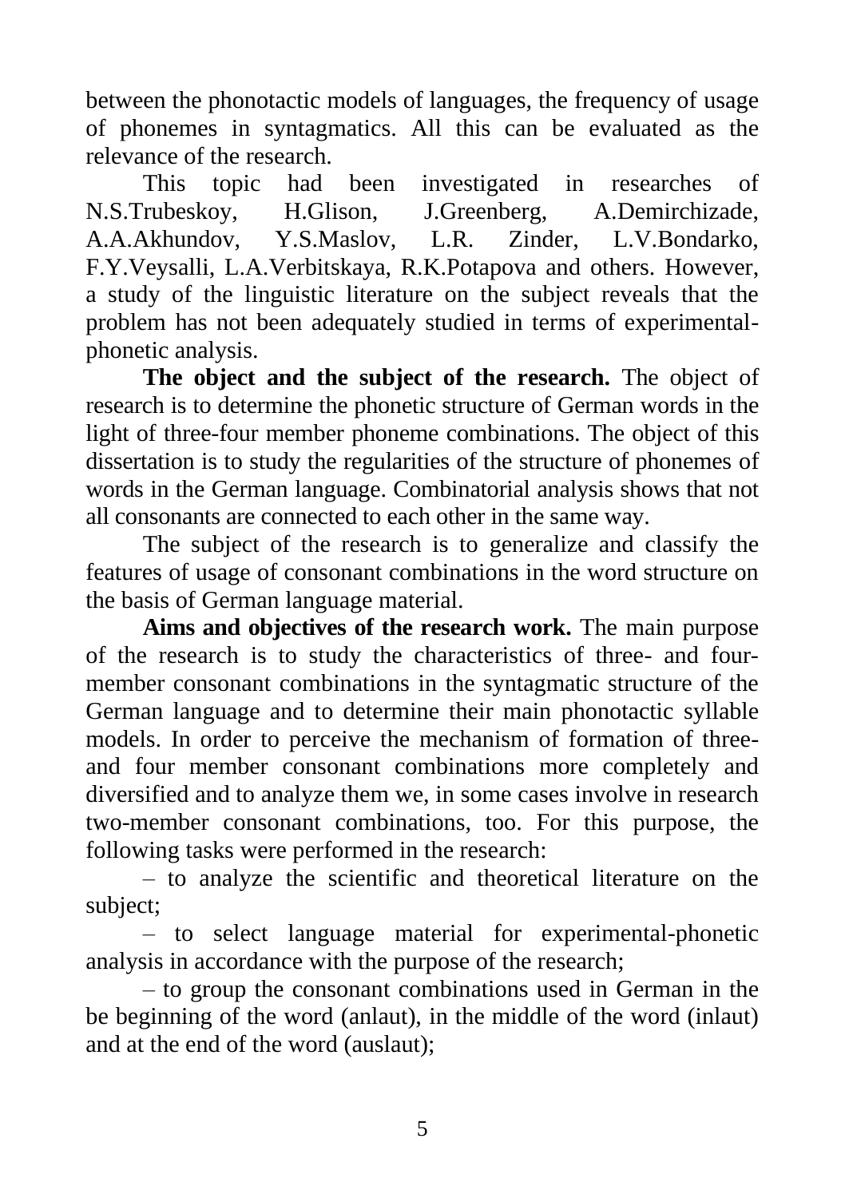between the phonotactic models of languages, the frequency of usage of phonemes in syntagmatics. All this can be evaluated as the relevance of the research.

This topic had been investigated in researches of N.S.Trubeskoy, H.Glison, J.Greenberg, A.Demirchizade, A.A.Akhundov, Y.S.Maslov, L.R. Zinder, L.V.Bondarko, F.Y.Veysalli, L.A.Verbitskaya, R.K.Potapova and others. However, a study of the linguistic literature on the subject reveals that the problem has not been adequately studied in terms of experimental-phonetic analysis.

**The object and the subject of the research.** The object of research is to determine the phonetic structure of German words in the light of three-four member phoneme combinations. The object of this dissertation is to study the regularities of the structure of phonemes of words in the German language. Combinatorial analysis shows that not all consonants are connected to each other in the same way.

The subject of the research is to generalize and classify the features of usage of consonant combinations in the word structure on the basis of German language material.

**Aims and objectives of the research work.** The main purpose of the research is to study the characteristics of three- and four-member consonant combinations in the syntagmatic structure of the German language and to determine their main phonotactic syllable models. In order to perceive the mechanism of formation of three- and four member consonant combinations more completely and diversified and to analyze them we, in some cases involve in research two-member consonant combinations, too. For this purpose, the following tasks were performed in the research:

– to analyze the scientific and theoretical literature on the subject;

– to select language material for experimental-phonetic analysis in accordance with the purpose of the research;

– to group the consonant combinations used in German in the be beginning of the word (anlaut), in the middle of the word (inlaut) and at the end of the word (auslaut);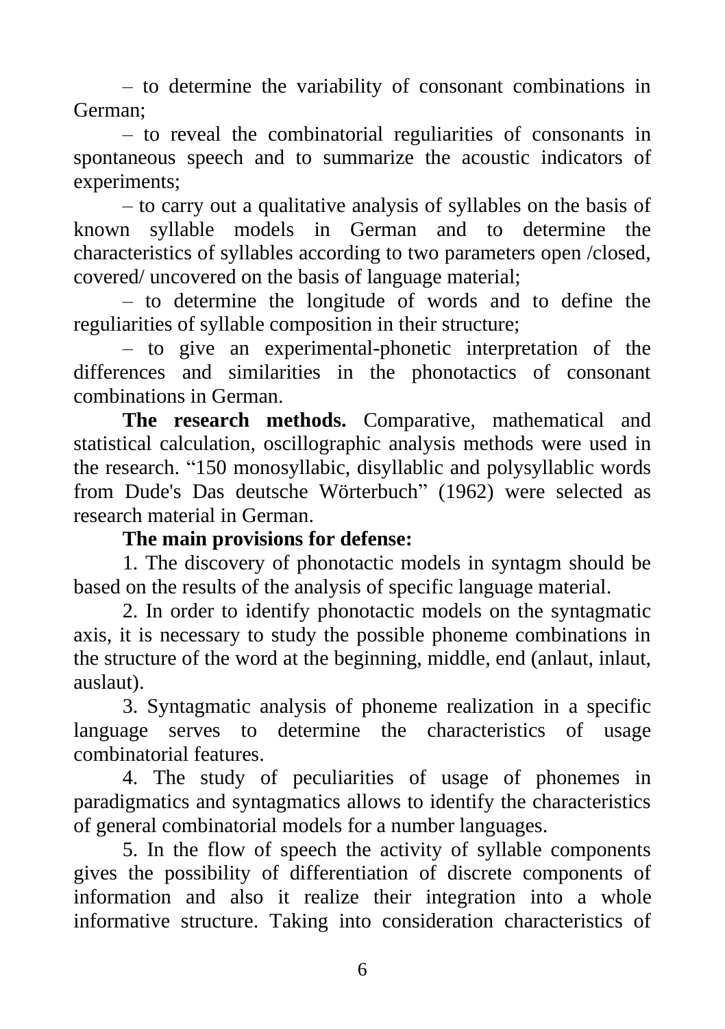– to determine the variability of consonant combinations in German;

– to reveal the combinatorial reguliarities of consonants in spontaneous speech and to summarize the acoustic indicators of experiments;

– to carry out a qualitative analysis of syllables on the basis of known syllable models in German and to determine the characteristics of syllables according to two parameters open /closed, covered/ uncovered on the basis of language material;

– to determine the longitude of words and to define the reguliarities of syllable composition in their structure;

– to give an experimental-phonetic interpretation of the differences and similarities in the phonotactics of consonant combinations in German.

**The research methods.** Comparative, mathematical and statistical calculation, oscillographic analysis methods were used in the research. "150 monosyllabic, disyllablic and polysyllablic words from Dude's Das deutsche Wörterbuch" (1962) were selected as research material in German.

**The main provisions for defense:**

1. The discovery of phonotactic models in syntagm should be based on the results of the analysis of specific language material.

2. In order to identify phonotactic models on the syntagmatic axis, it is necessary to study the possible phoneme combinations in the structure of the word at the beginning, middle, end (anlaut, inlaut, auslaut).

3. Syntagmatic analysis of phoneme realization in a specific language serves to determine the characteristics of usage combinatorial features.

4. The study of peculiarities of usage of phonemes in paradigmatics and syntagmatics allows to identify the characteristics of general combinatorial models for a number languages.

5. In the flow of speech the activity of syllable components gives the possibility of differentiation of discrete components of information and also it realize their integration into a whole informative structure. Taking into consideration characteristics of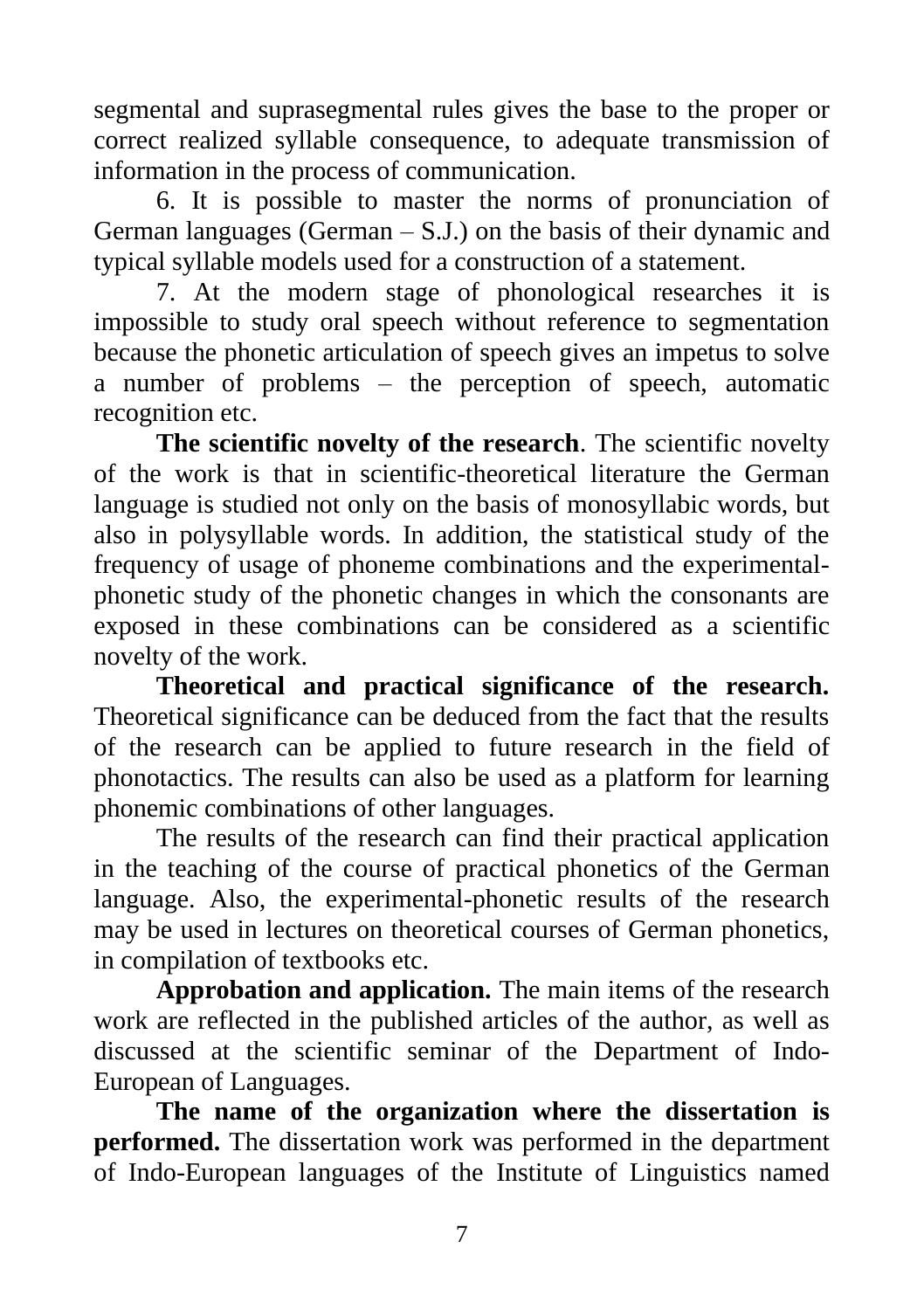segmental and suprasegmental rules gives the base to the proper or correct realized syllable consequence, to adequate transmission of information in the process of communication.

6. It is possible to master the norms of pronunciation of German languages (German – S.J.) on the basis of their dynamic and typical syllable models used for a construction of a statement.

7. At the modern stage of phonological researches it is impossible to study oral speech without reference to segmentation because the phonetic articulation of speech gives an impetus to solve a number of problems – the perception of speech, automatic recognition etc.

**The scientific novelty of the research**. The scientific novelty of the work is that in scientific-theoretical literature the German language is studied not only on the basis of monosyllabic words, but also in polysyllable words. In addition, the statistical study of the frequency of usage of phoneme combinations and the experimental-phonetic study of the phonetic changes in which the consonants are exposed in these combinations can be considered as a scientific novelty of the work.

**Theoretical and practical significance of the research.** Theoretical significance can be deduced from the fact that the results of the research can be applied to future research in the field of phonotactics. The results can also be used as a platform for learning phonemic combinations of other languages.

The results of the research can find their practical application in the teaching of the course of practical phonetics of the German language. Also, the experimental-phonetic results of the research may be used in lectures on theoretical courses of German phonetics, in compilation of textbooks etc.

**Approbation and application.** The main items of the research work are reflected in the published articles of the author, as well as discussed at the scientific seminar of the Department of Indo-European of Languages.

**The name of the organization where the dissertation is performed.** The dissertation work was performed in the department of Indo-European languages of the Institute of Linguistics named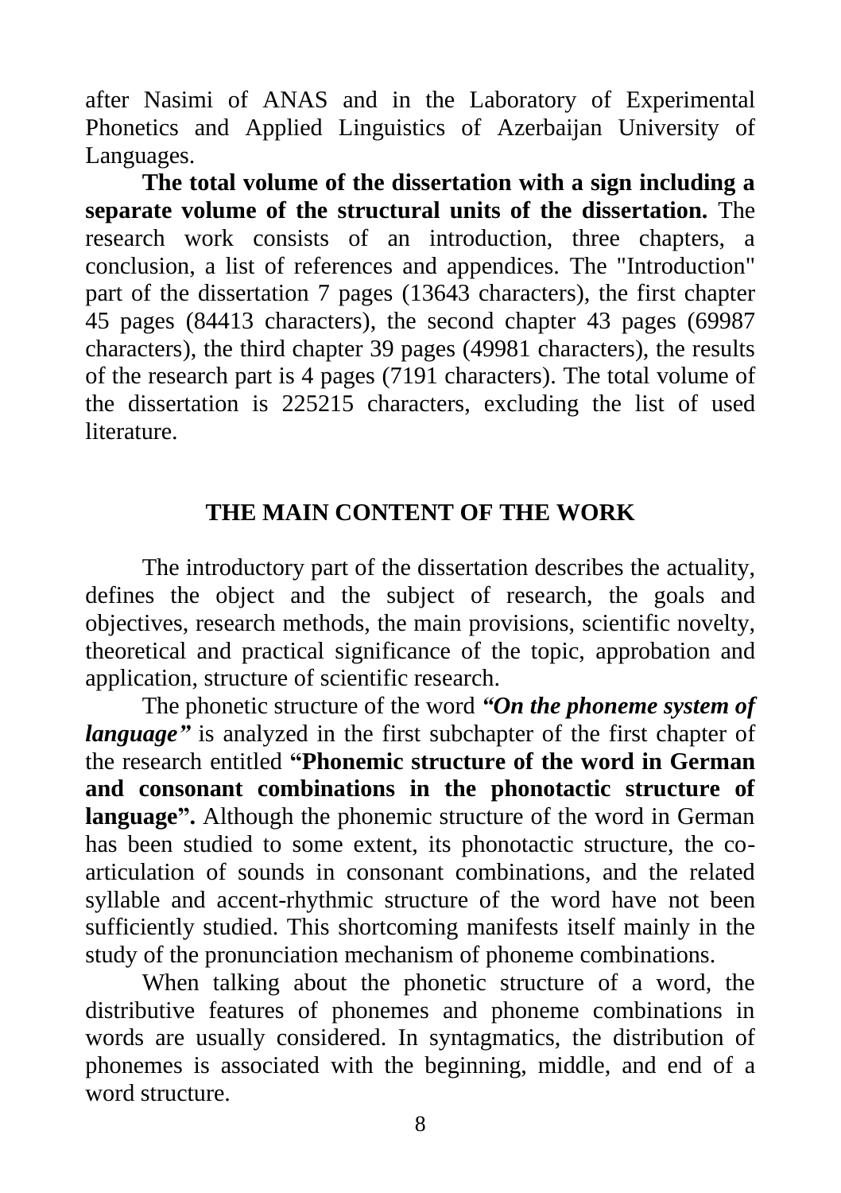after Nasimi of ANAS and in the Laboratory of Experimental Phonetics and Applied Linguistics of Azerbaijan University of Languages.

**The total volume of the dissertation with a sign including a separate volume of the structural units of the dissertation.** The research work consists of an introduction, three chapters, a conclusion, a list of references and appendices. The "Introduction" part of the dissertation 7 pages (13643 characters), the first chapter 45 pages (84413 characters), the second chapter 43 pages (69987 characters), the third chapter 39 pages (49981 characters), the results of the research part is 4 pages (7191 characters). The total volume of the dissertation is 225215 characters, excluding the list of used literature.

## THE MAIN CONTENT OF THE WORK

The introductory part of the dissertation describes the actuality, defines the object and the subject of research, the goals and objectives, research methods, the main provisions, scientific novelty, theoretical and practical significance of the topic, approbation and application, structure of scientific research.

The phonetic structure of the word ***"On the phoneme system of language"*** is analyzed in the first subchapter of the first chapter of the research entitled **"Phonemic structure of the word in German and consonant combinations in the phonotactic structure of language".** Although the phonemic structure of the word in German has been studied to some extent, its phonotactic structure, the co-articulation of sounds in consonant combinations, and the related syllable and accent-rhythmic structure of the word have not been sufficiently studied. This shortcoming manifests itself mainly in the study of the pronunciation mechanism of phoneme combinations.

When talking about the phonetic structure of a word, the distributive features of phonemes and phoneme combinations in words are usually considered. In syntagmatics, the distribution of phonemes is associated with the beginning, middle, and end of a word structure.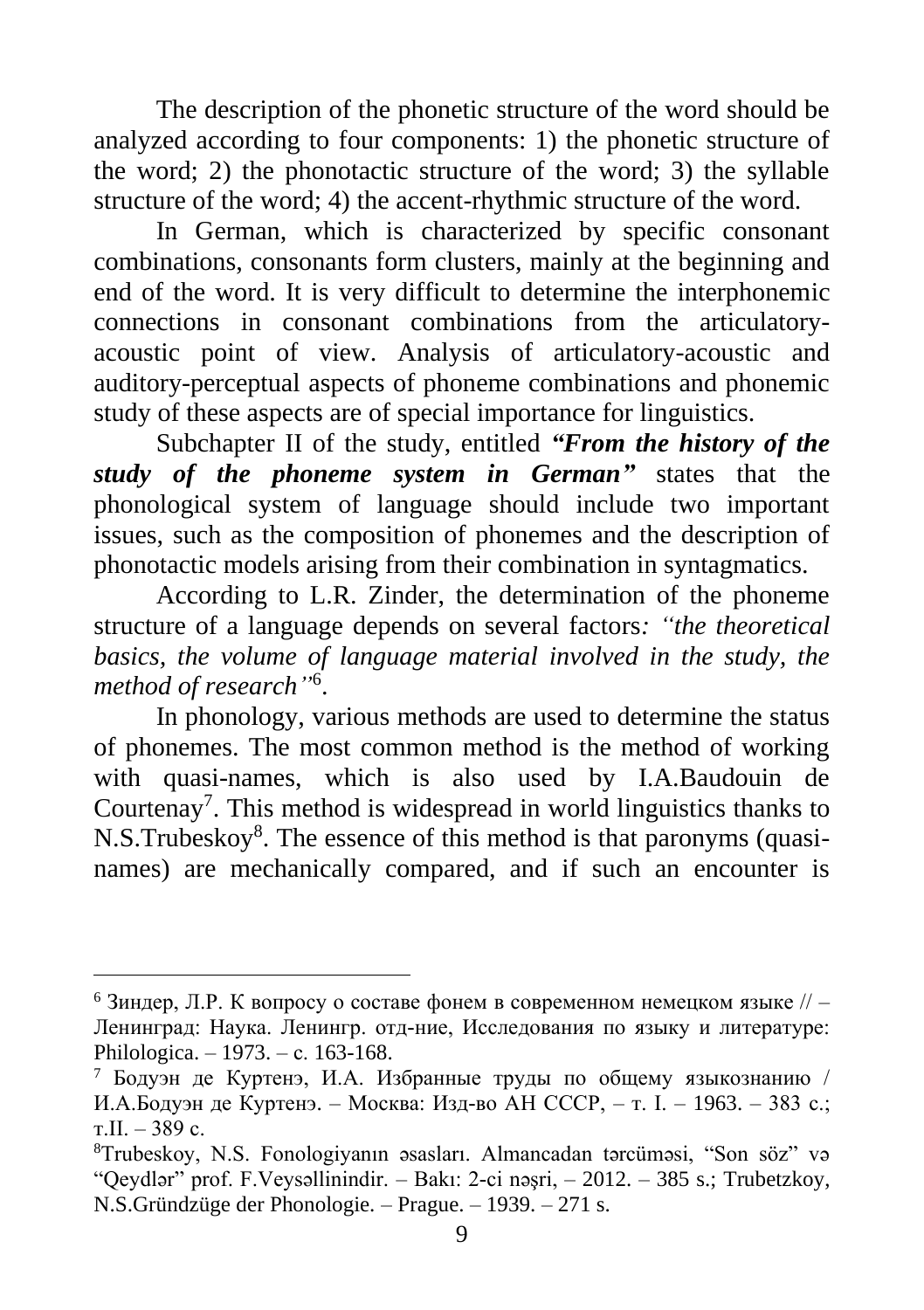The description of the phonetic structure of the word should be analyzed according to four components: 1) the phonetic structure of the word; 2) the phonotactic structure of the word; 3) the syllable structure of the word; 4) the accent-rhythmic structure of the word.

In German, which is characterized by specific consonant combinations, consonants form clusters, mainly at the beginning and end of the word. It is very difficult to determine the interphonemic connections in consonant combinations from the articulatory-acoustic point of view. Analysis of articulatory-acoustic and auditory-perceptual aspects of phoneme combinations and phonemic study of these aspects are of special importance for linguistics.

Subchapter II of the study, entitled ***"From the history of the study of the phoneme system in German"*** states that the phonological system of language should include two important issues, such as the composition of phonemes and the description of phonotactic models arising from their combination in syntagmatics.

According to L.R. Zinder, the determination of the phoneme structure of a language depends on several factors*: "the theoretical basics, the volume of language material involved in the study, the method of research"*[6].

In phonology, various methods are used to determine the status of phonemes. The most common method is the method of working with quasi-names, which is also used by I.A.Baudouin de Courtenay[7]. This method is widespread in world linguistics thanks to N.S.Trubeskoy[8]. The essence of this method is that paronyms (quasi-names) are mechanically compared, and if such an encounter is

---

[6] Зиндер, Л.Р. К вопросу о составе фонем в современном немецком языке // – Ленинград: Наука. Ленингр. отд-ние, Исследования по языку и литературе: Philologica. – 1973. – с. 163-168.

[7] Бодуэн де Куртенэ, И.А. Избранные труды по общему языкознанию / И.А.Бодуэн де Куртенэ. – Москва: Изд-во АН СССР, – т. I. – 1963. – 383 с.; т.II. – 389 с.

[8] Trubeskoy, N.S. Fonologiyanın əsasları. Almancadan tərcüməsi, "Son söz" və "Qeydlər" prof. F.Veysəllinindir. – Bakı: 2-ci nəşri, – 2012. – 385 s.; Trubetzkoy, N.S.Gründzüge der Phonologie. – Prague. – 1939. – 271 s.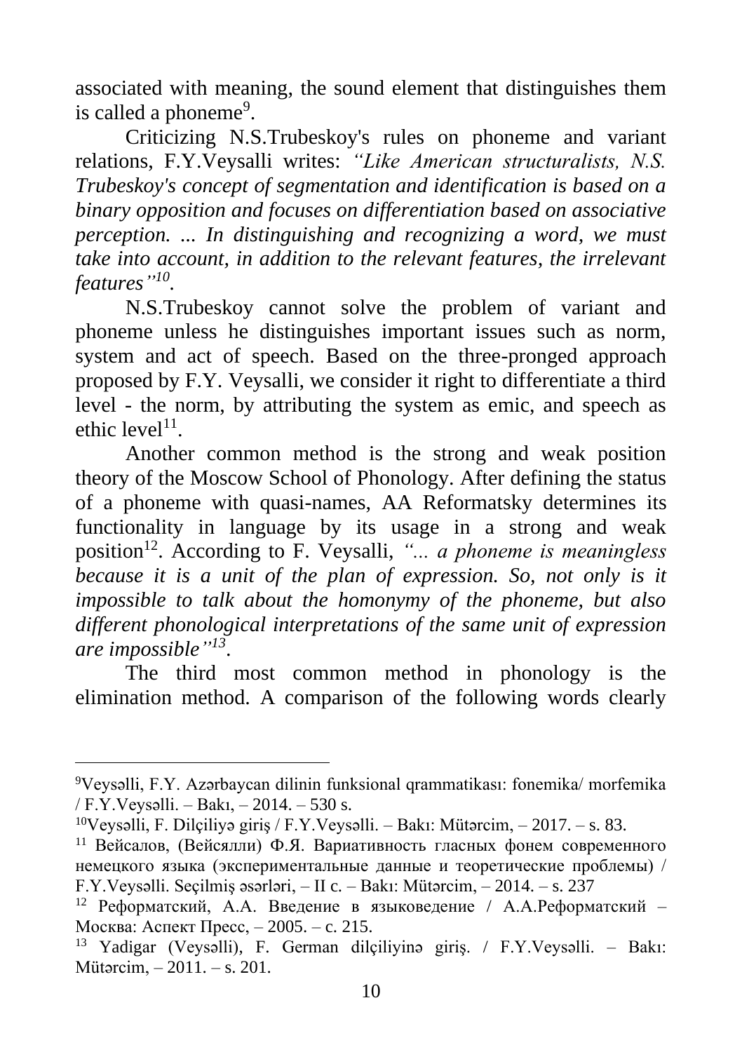associated with meaning, the sound element that distinguishes them is called a phoneme[9].

Criticizing N.S.Trubeskoy's rules on phoneme and variant relations, F.Y.Veysalli writes: *"Like American structuralists, N.S. Trubeskoy's concept of segmentation and identification is based on a binary opposition and focuses on differentiation based on associative perception. ... In distinguishing and recognizing a word, we must take into account, in addition to the relevant features, the irrelevant features"*[10].

N.S.Trubeskoy cannot solve the problem of variant and phoneme unless he distinguishes important issues such as norm, system and act of speech. Based on the three-pronged approach proposed by F.Y. Veysalli, we consider it right to differentiate a third level - the norm, by attributing the system as emic, and speech as ethic level[11].

Another common method is the strong and weak position theory of the Moscow School of Phonology. After defining the status of a phoneme with quasi-names, AA Reformatsky determines its functionality in language by its usage in a strong and weak position[12]. According to F. Veysalli, *"... a phoneme is meaningless because it is a unit of the plan of expression. So, not only is it impossible to talk about the homonymy of the phoneme, but also different phonological interpretations of the same unit of expression are impossible"*[13].

The third most common method in phonology is the elimination method. A comparison of the following words clearly

---

[9]Veysəlli, F.Y. Azərbaycan dilinin funksional qrammatikası: fonemika/ morfemika / F.Y.Veysəlli. – Bakı, – 2014. – 530 s.

[10]Veysəlli, F. Dilçiliyə giriş / F.Y.Veysəlli. – Bakı: Mütərcim, – 2017. – s. 83.

[11] Вейсалов, (Вейсялли) Ф.Я. Вариативность гласных фонем современного немецкого языка (экспериментальные данные и теоретические проблемы) / F.Y.Veysəlli. Seçilmiş əsərləri, – II c. – Bakı: Mütərcim, – 2014. – s. 237

[12] Реформатский, А.А. Введение в языковедение / А.А.Реформатский – Москва: Аспект Пресс, – 2005. – с. 215.

[13] Yadigar (Veysəlli), F. German dilçiliyinə giriş. / F.Y.Veysəlli. – Bakı: Mütərcim, – 2011. – s. 201.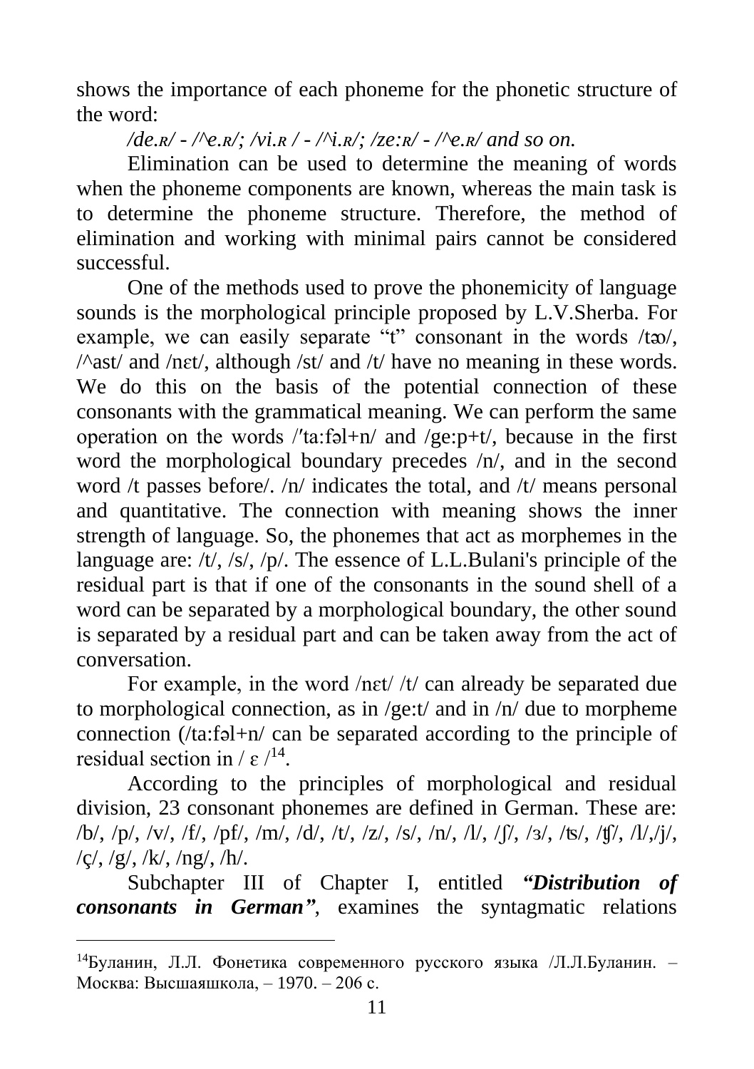shows the importance of each phoneme for the phonetic structure of the word:

*/de.ʀ/ - /^e.ʀ/; /vi.ʀ / - /^i.ʀ/; /ze:ʀ/ - /^e.ʀ/ and so on.*

Elimination can be used to determine the meaning of words when the phoneme components are known, whereas the main task is to determine the phoneme structure. Therefore, the method of elimination and working with minimal pairs cannot be considered successful.

One of the methods used to prove the phonemicity of language sounds is the morphological principle proposed by L.V.Sherba. For example, we can easily separate "t" consonant in the words /tɑʊ/, /^ast/ and /nɛt/, although /st/ and /t/ have no meaning in these words. We do this on the basis of the potential connection of these consonants with the grammatical meaning. We can perform the same operation on the words /′ta:fəl+n/ and /ge:p+t/, because in the first word the morphological boundary precedes /n/, and in the second word /t passes before/. /n/ indicates the total, and /t/ means personal and quantitative. The connection with meaning shows the inner strength of language. So, the phonemes that act as morphemes in the language are: /t/, /s/, /p/. The essence of L.L.Bulani's principle of the residual part is that if one of the consonants in the sound shell of a word can be separated by a morphological boundary, the other sound is separated by a residual part and can be taken away from the act of conversation.

For example, in the word /nɛt/ /t/ can already be separated due to morphological connection, as in /ge:t/ and in /n/ due to morpheme connection (/ta:fəl+n/ can be separated according to the principle of residual section in / ɛ /[14].

According to the principles of morphological and residual division, 23 consonant phonemes are defined in German. These are: /b/, /p/, /v/, /f/, /pf/, /m/, /d/, /t/, /z/, /s/, /n/, /l/, /ʃ/, /ʒ/, /ʦ/, /ʧ/, /l/,/j/, /ç/, /g/, /k/, /ng/, /h/.

Subchapter III of Chapter I, entitled ***"Distribution of consonants in German"***, examines the syntagmatic relations

---

[14]Буланин, Л.Л. Фонетика современного русского языка /Л.Л.Буланин. – Москва: Высшаяшкола, – 1970. – 206 с.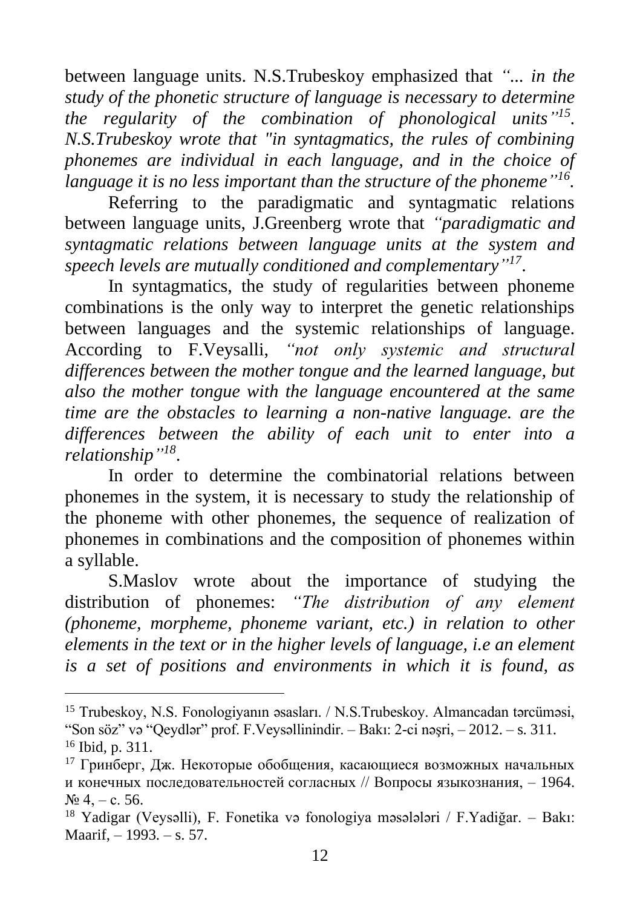between language units. N.S.Trubeskoy emphasized that *"... in the study of the phonetic structure of language is necessary to determine the regularity of the combination of phonological units"*[15]. *N.S.Trubeskoy wrote that "in syntagmatics, the rules of combining phonemes are individual in each language, and in the choice of language it is no less important than the structure of the phoneme"*[16].

Referring to the paradigmatic and syntagmatic relations between language units, J.Greenberg wrote that *"paradigmatic and syntagmatic relations between language units at the system and speech levels are mutually conditioned and complementary"*[17].

In syntagmatics, the study of regularities between phoneme combinations is the only way to interpret the genetic relationships between languages and the systemic relationships of language. According to F.Veysalli, *"not only systemic and structural differences between the mother tongue and the learned language, but also the mother tongue with the language encountered at the same time are the obstacles to learning a non-native language. are the differences between the ability of each unit to enter into a relationship"*[18].

In order to determine the combinatorial relations between phonemes in the system, it is necessary to study the relationship of the phoneme with other phonemes, the sequence of realization of phonemes in combinations and the composition of phonemes within a syllable.

S.Maslov wrote about the importance of studying the distribution of phonemes: *"The distribution of any element (phoneme, morpheme, phoneme variant, etc.) in relation to other elements in the text or in the higher levels of language, i.e an element is a set of positions and environments in which it is found, as*

---

[15] Trubeskoy, N.S. Fonologiyanın əsasları. / N.S.Trubeskoy. Almancadan tərcüməsi, "Son söz" və "Qeydlər" prof. F.Veysəllinindir. – Bakı: 2-ci nəşri, – 2012. – s. 311.

[16] Ibid, p. 311.

[17] Гринберг, Дж. Некоторые обобщения, касающиеся возможных начальных и конечных последовательностей согласных // Вопросы языкознания, – 1964. № 4, – с. 56.

[18] Yadigar (Veysəlli), F. Fonetika və fonologiya məsələləri / F.Yadiğar. – Bakı: Maarif, – 1993. – s. 57.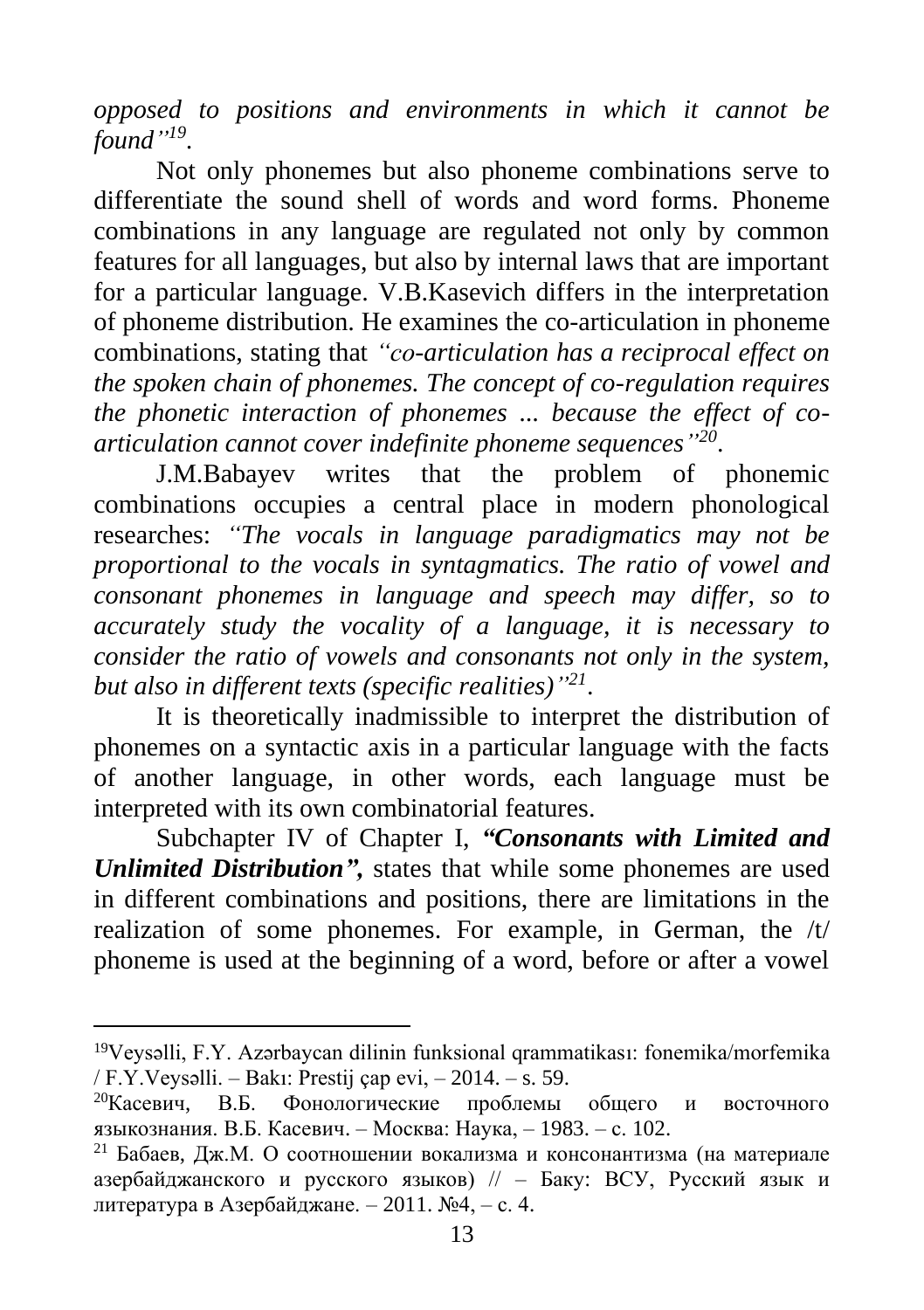*opposed to positions and environments in which it cannot be found"*[19].

Not only phonemes but also phoneme combinations serve to differentiate the sound shell of words and word forms. Phoneme combinations in any language are regulated not only by common features for all languages, but also by internal laws that are important for a particular language. V.B.Kasevich differs in the interpretation of phoneme distribution. He examines the co-articulation in phoneme combinations, stating that *"co-articulation has a reciprocal effect on the spoken chain of phonemes. The concept of co-regulation requires the phonetic interaction of phonemes ... because the effect of co-articulation cannot cover indefinite phoneme sequences"*[20].

J.M.Babayev writes that the problem of phonemic combinations occupies a central place in modern phonological researches: *"The vocals in language paradigmatics may not be proportional to the vocals in syntagmatics. The ratio of vowel and consonant phonemes in language and speech may differ, so to accurately study the vocality of a language, it is necessary to consider the ratio of vowels and consonants not only in the system, but also in different texts (specific realities)"*[21].

It is theoretically inadmissible to interpret the distribution of phonemes on a syntactic axis in a particular language with the facts of another language, in other words, each language must be interpreted with its own combinatorial features.

Subchapter IV of Chapter I, ***"Consonants with Limited and Unlimited Distribution",*** states that while some phonemes are used in different combinations and positions, there are limitations in the realization of some phonemes. For example, in German, the /t/ phoneme is used at the beginning of a word, before or after a vowel

---

[19] Veysəlli, F.Y. Azərbaycan dilinin funksional qrammatikası: fonemika/morfemika / F.Y.Veysəlli. – Bakı: Prestij çap evi, – 2014. – s. 59.

[20] Касевич, В.Б. Фонологические проблемы общего и восточного языкознания. В.Б. Касевич. – Москва: Наука, – 1983. – с. 102.

[21] Бабаев, Дж.М. О соотношении вокализма и консонантизма (на материале азербайджанского и русского языков) // – Баку: ВСУ, Русский язык и литература в Азербайджане. – 2011. №4, – с. 4.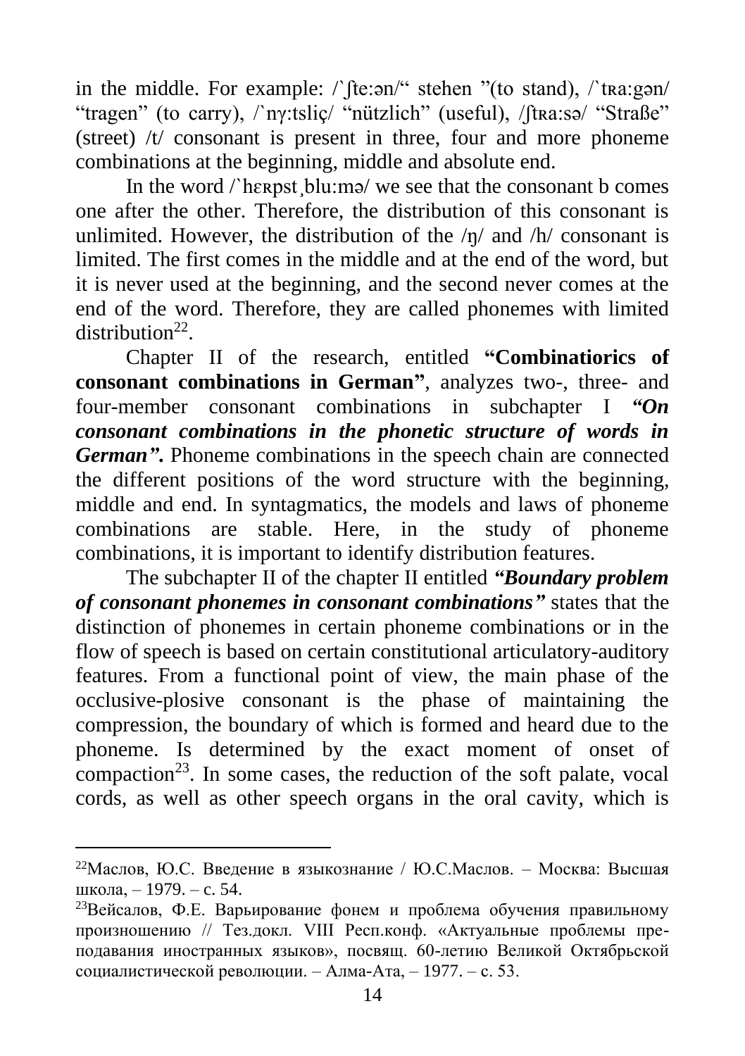in the middle. For example: /`ʃte:ən/“ stehen ”(to stand), /`tʀa:gən/ “tragen” (to carry), /`nγ:tsliç/ “nützlich” (useful), /ʃtʀa:sə/ “Straße” (street) /t/ consonant is present in three, four and more phoneme combinations at the beginning, middle and absolute end.

In the word /`hɛʀpst¸blu:mə/ we see that the consonant b comes one after the other. Therefore, the distribution of this consonant is unlimited. However, the distribution of the /ŋ/ and /h/ consonant is limited. The first comes in the middle and at the end of the word, but it is never used at the beginning, and the second never comes at the end of the word. Therefore, they are called phonemes with limited distribution[22].

Chapter II of the research, entitled **“Combinatiorics of consonant combinations in German”**, analyzes two-, three- and four-member consonant combinations in subchapter I ***“On consonant combinations in the phonetic structure of words in German”.*** Phoneme combinations in the speech chain are connected the different positions of the word structure with the beginning, middle and end. In syntagmatics, the models and laws of phoneme combinations are stable. Here, in the study of phoneme combinations, it is important to identify distribution features.

The subchapter II of the chapter II entitled ***“Boundary problem of consonant phonemes in consonant combinations”*** states that the distinction of phonemes in certain phoneme combinations or in the flow of speech is based on certain constitutional articulatory-auditory features. From a functional point of view, the main phase of the occlusive-plosive consonant is the phase of maintaining the compression, the boundary of which is formed and heard due to the phoneme. Is determined by the exact moment of onset of compaction[23]. In some cases, the reduction of the soft palate, vocal cords, as well as other speech organs in the oral cavity, which is

---

[22]Маслов, Ю.С. Введение в языкознание / Ю.С.Маслов. – Москва: Высшая школа, – 1979. – с. 54.

[23]Вейсалов, Ф.Е. Варьирование фонем и проблема обучения правильному произношению // Тез.докл. VIII Респ.конф. «Актуальные проблемы преподавания иностранных языков», посвящ. 60-летию Великой Октябрьской социалистической революции. – Алма-Ата, – 1977. – с. 53.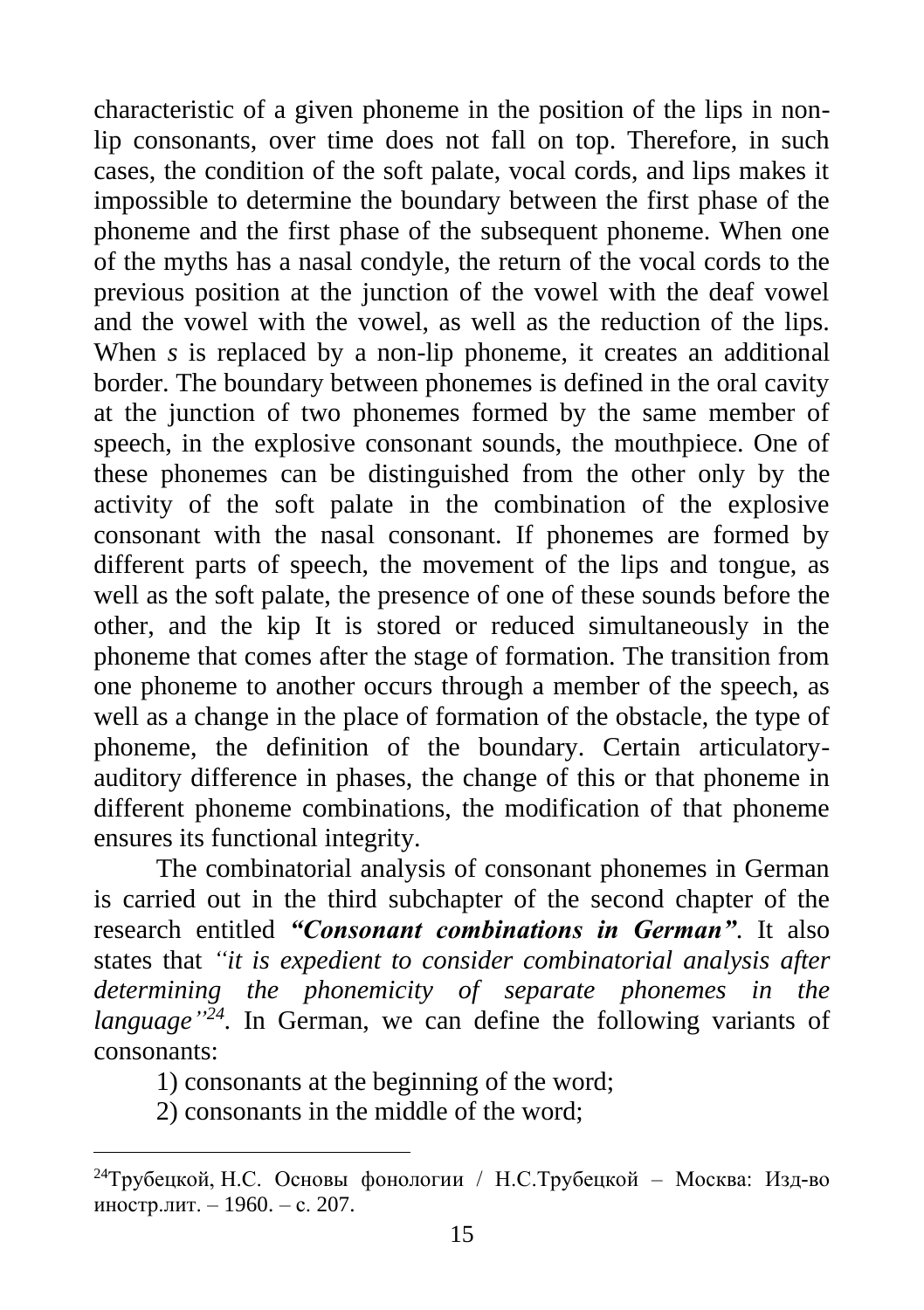characteristic of a given phoneme in the position of the lips in non-lip consonants, over time does not fall on top. Therefore, in such cases, the condition of the soft palate, vocal cords, and lips makes it impossible to determine the boundary between the first phase of the phoneme and the first phase of the subsequent phoneme. When one of the myths has a nasal condyle, the return of the vocal cords to the previous position at the junction of the vowel with the deaf vowel and the vowel with the vowel, as well as the reduction of the lips. When *s* is replaced by a non-lip phoneme, it creates an additional border. The boundary between phonemes is defined in the oral cavity at the junction of two phonemes formed by the same member of speech, in the explosive consonant sounds, the mouthpiece. One of these phonemes can be distinguished from the other only by the activity of the soft palate in the combination of the explosive consonant with the nasal consonant. If phonemes are formed by different parts of speech, the movement of the lips and tongue, as well as the soft palate, the presence of one of these sounds before the other, and the kip It is stored or reduced simultaneously in the phoneme that comes after the stage of formation. The transition from one phoneme to another occurs through a member of the speech, as well as a change in the place of formation of the obstacle, the type of phoneme, the definition of the boundary. Certain articulatory-auditory difference in phases, the change of this or that phoneme in different phoneme combinations, the modification of that phoneme ensures its functional integrity.

The combinatorial analysis of consonant phonemes in German is carried out in the third subchapter of the second chapter of the research entitled ***"Consonant combinations in German"***. It also states that *"it is expedient to consider combinatorial analysis after determining the phonemicity of separate phonemes in the language"*[24]. In German, we can define the following variants of consonants:

1) consonants at the beginning of the word;
2) consonants in the middle of the word;

---

[24]Трубецкой, Н.С. Основы фонологии / Н.С.Трубецкой – Москва: Изд-во иностр.лит. – 1960. – с. 207.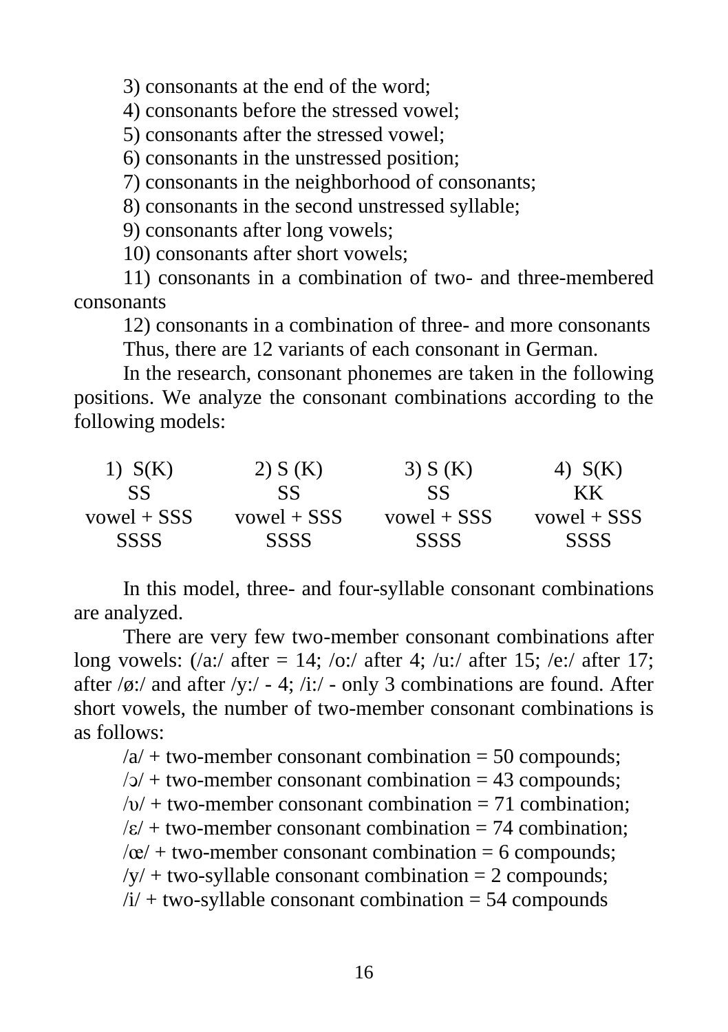3) consonants at the end of the word;

4) consonants before the stressed vowel;

5) consonants after the stressed vowel;

6) consonants in the unstressed position;

7) consonants in the neighborhood of consonants;

8) consonants in the second unstressed syllable;

9) consonants after long vowels;

10) consonants after short vowels;

11) consonants in a combination of two- and three-membered consonants

12) consonants in a combination of three- and more consonants

Thus, there are 12 variants of each consonant in German.

In the research, consonant phonemes are taken in the following positions. We analyze the consonant combinations according to the following models:

| 1) S(K) | 2) S (K) | 3) S (K) | 4) S(K) |
|---|---|---|---|
| SS | SS | SS | KK |
| vowel + SSS | vowel + SSS | vowel + SSS | vowel + SSS |
| SSSS | SSSS | SSSS | SSSS |

In this model, three- and four-syllable consonant combinations are analyzed.

There are very few two-member consonant combinations after long vowels: (/a:/ after = 14; /o:/ after 4; /u:/ after 15; /e:/ after 17; after /ø:/ and after /y:/ - 4; /i:/ - only 3 combinations are found. After short vowels, the number of two-member consonant combinations is as follows:

/a/ + two-member consonant combination = 50 compounds;

/ɔ/ + two-member consonant combination = 43 compounds;

/ʊ/ + two-member consonant combination = 71 combination;

/ɛ/ + two-member consonant combination = 74 combination;

/œ/ + two-member consonant combination = 6 compounds;

/y/ + two-syllable consonant combination = 2 compounds;

/i/ + two-syllable consonant combination = 54 compounds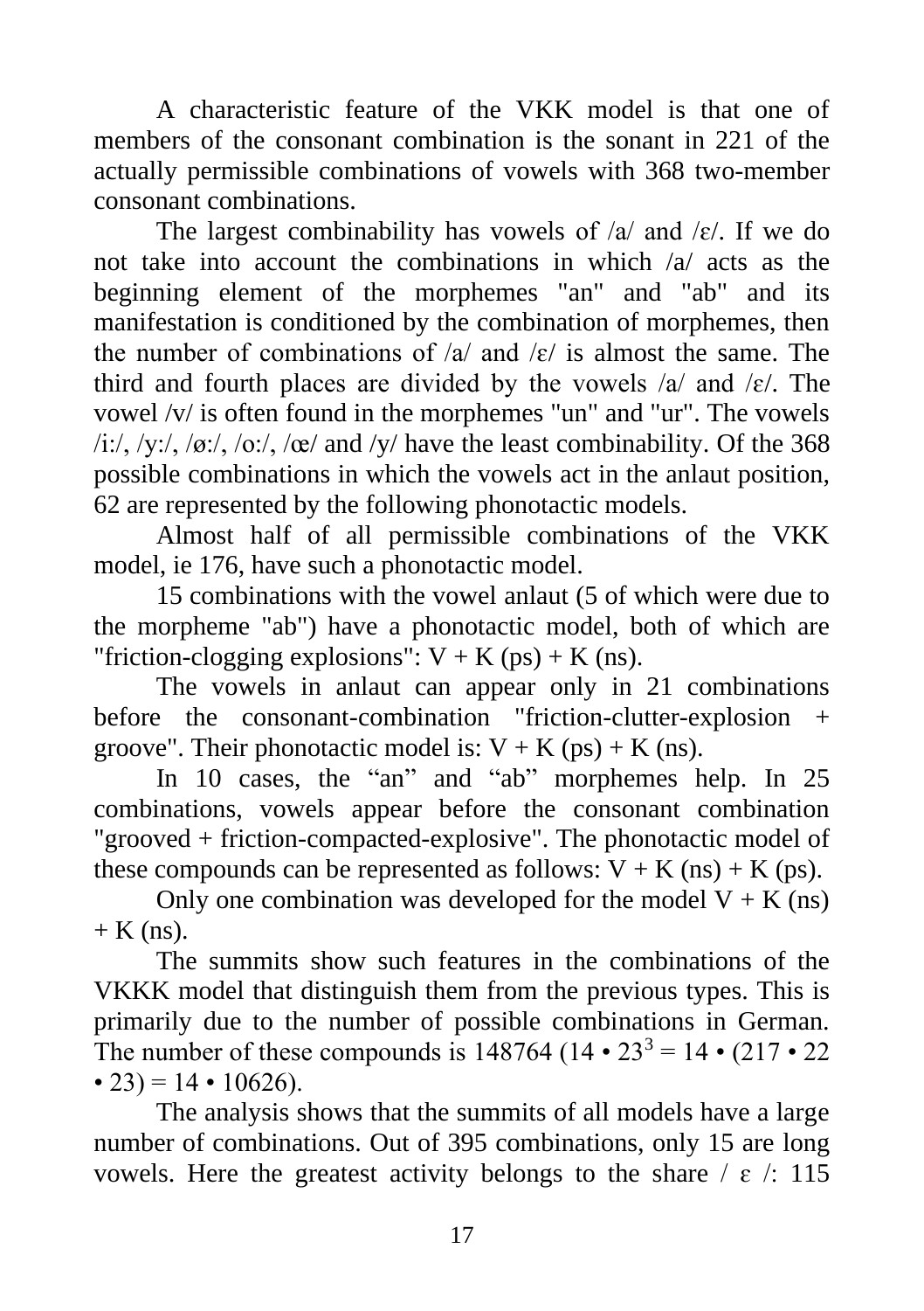A characteristic feature of the VKK model is that one of members of the consonant combination is the sonant in 221 of the actually permissible combinations of vowels with 368 two-member consonant combinations.

The largest combinability has vowels of /a/ and /ɛ/. If we do not take into account the combinations in which /a/ acts as the beginning element of the morphemes "an" and "ab" and its manifestation is conditioned by the combination of morphemes, then the number of combinations of /a/ and /ɛ/ is almost the same. The third and fourth places are divided by the vowels /a/ and /ɛ/. The vowel /v/ is often found in the morphemes "un" and "ur". The vowels /i:/, /y:/, /ø:/, /o:/, /œ/ and /y/ have the least combinability. Of the 368 possible combinations in which the vowels act in the anlaut position, 62 are represented by the following phonotactic models.

Almost half of all permissible combinations of the VKK model, ie 176, have such a phonotactic model.

15 combinations with the vowel anlaut (5 of which were due to the morpheme "ab") have a phonotactic model, both of which are "friction-clogging explosions": V + K (ps) + K (ns).

The vowels in anlaut can appear only in 21 combinations before the consonant-combination "friction-clutter-explosion + groove". Their phonotactic model is: V + K (ps) + K (ns).

In 10 cases, the “an” and “ab” morphemes help. In 25 combinations, vowels appear before the consonant combination "grooved + friction-compacted-explosive". The phonotactic model of these compounds can be represented as follows: V + K (ns) + K (ps).

Only one combination was developed for the model V + K (ns) + K (ns).

The summits show such features in the combinations of the VKKK model that distinguish them from the previous types. This is primarily due to the number of possible combinations in German. The number of these compounds is 148764 ($14 \cdot 23^3 = 14 \cdot (217 \cdot 22 \cdot 23) = 14 \cdot 10626$).

The analysis shows that the summits of all models have a large number of combinations. Out of 395 combinations, only 15 are long vowels. Here the greatest activity belongs to the share / ɛ /: 115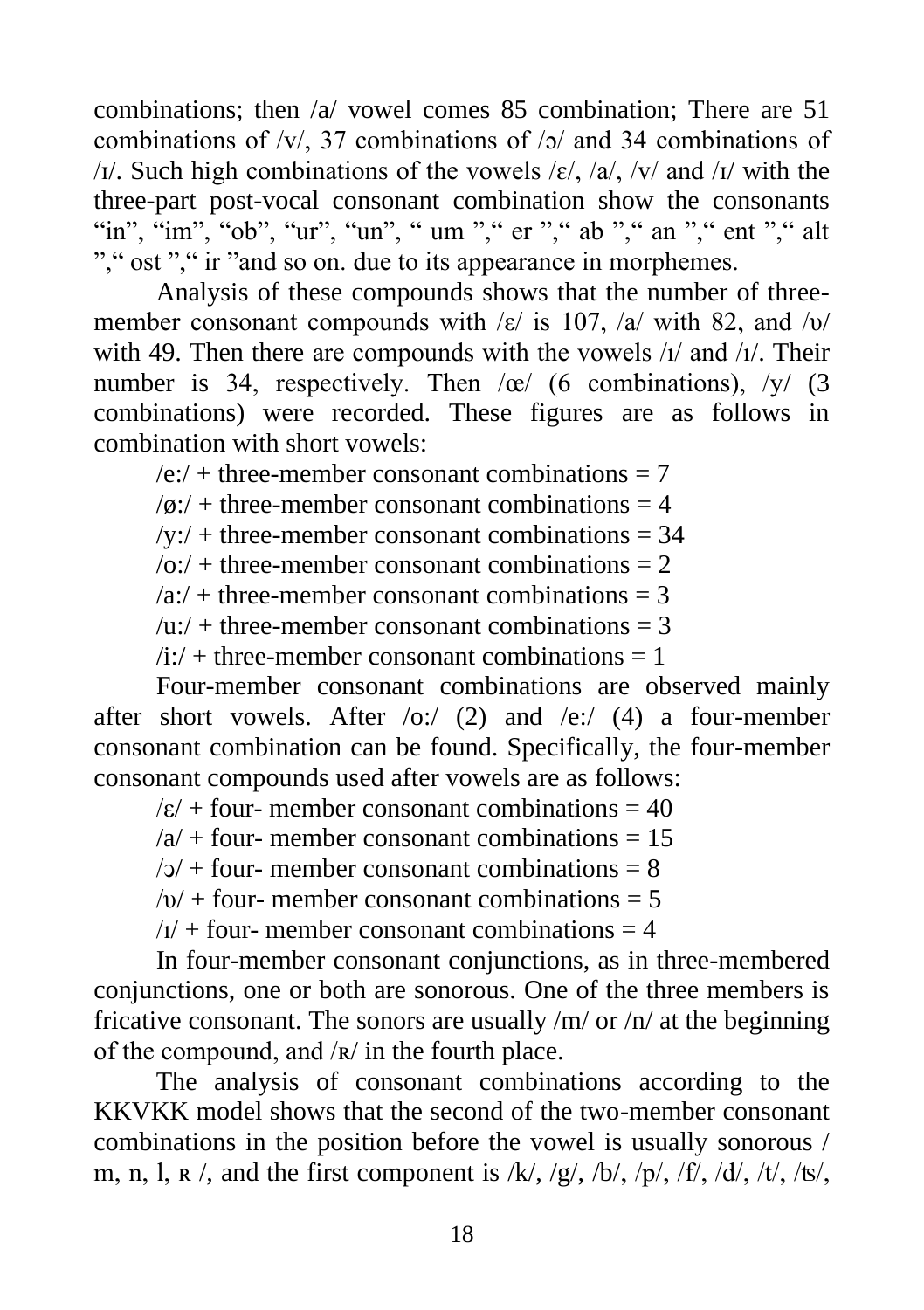combinations; then /a/ vowel comes 85 combination; There are 51 combinations of /ʋ/, 37 combinations of /ɔ/ and 34 combinations of /ɪ/. Such high combinations of the vowels /ɛ/, /a/, /ʋ/ and /ɪ/ with the three-part post-vocal consonant combination show the consonants "in", "im", "ob", "ur", "un", " um "," er "," ab "," an "," ent "," alt "," ost "," ir "and so on. due to its appearance in morphemes.

Analysis of these compounds shows that the number of three-member consonant compounds with /ɛ/ is 107, /a/ with 82, and /ʋ/ with 49. Then there are compounds with the vowels /ɪ/ and /ɪ/. Their number is 34, respectively. Then /œ/ (6 combinations), /y/ (3 combinations) were recorded. These figures are as follows in combination with short vowels:

/e:/ + three-member consonant combinations = 7

/ø:/ + three-member consonant combinations = 4

/y:/ + three-member consonant combinations = 34

/o:/ + three-member consonant combinations = 2

/a:/ + three-member consonant combinations = 3

/u:/ + three-member consonant combinations = 3

/i:/ + three-member consonant combinations = 1

Four-member consonant combinations are observed mainly after short vowels. After /o:/ (2) and /e:/ (4) a four-member consonant combination can be found. Specifically, the four-member consonant compounds used after vowels are as follows:

/ɛ/ + four- member consonant combinations = 40

/a/ + four- member consonant combinations = 15

/ɔ/ + four- member consonant combinations = 8

/ʋ/ + four- member consonant combinations = 5

/ɪ/ + four- member consonant combinations = 4

In four-member consonant conjunctions, as in three-membered conjunctions, one or both are sonorous. One of the three members is fricative consonant. The sonors are usually /m/ or /n/ at the beginning of the compound, and /ʀ/ in the fourth place.

The analysis of consonant combinations according to the KKVKK model shows that the second of the two-member consonant combinations in the position before the vowel is usually sonorous / m, n, l, ʀ /, and the first component is /k/, /g/, /b/, /p/, /f/, /d/, /t/, /ʦ/,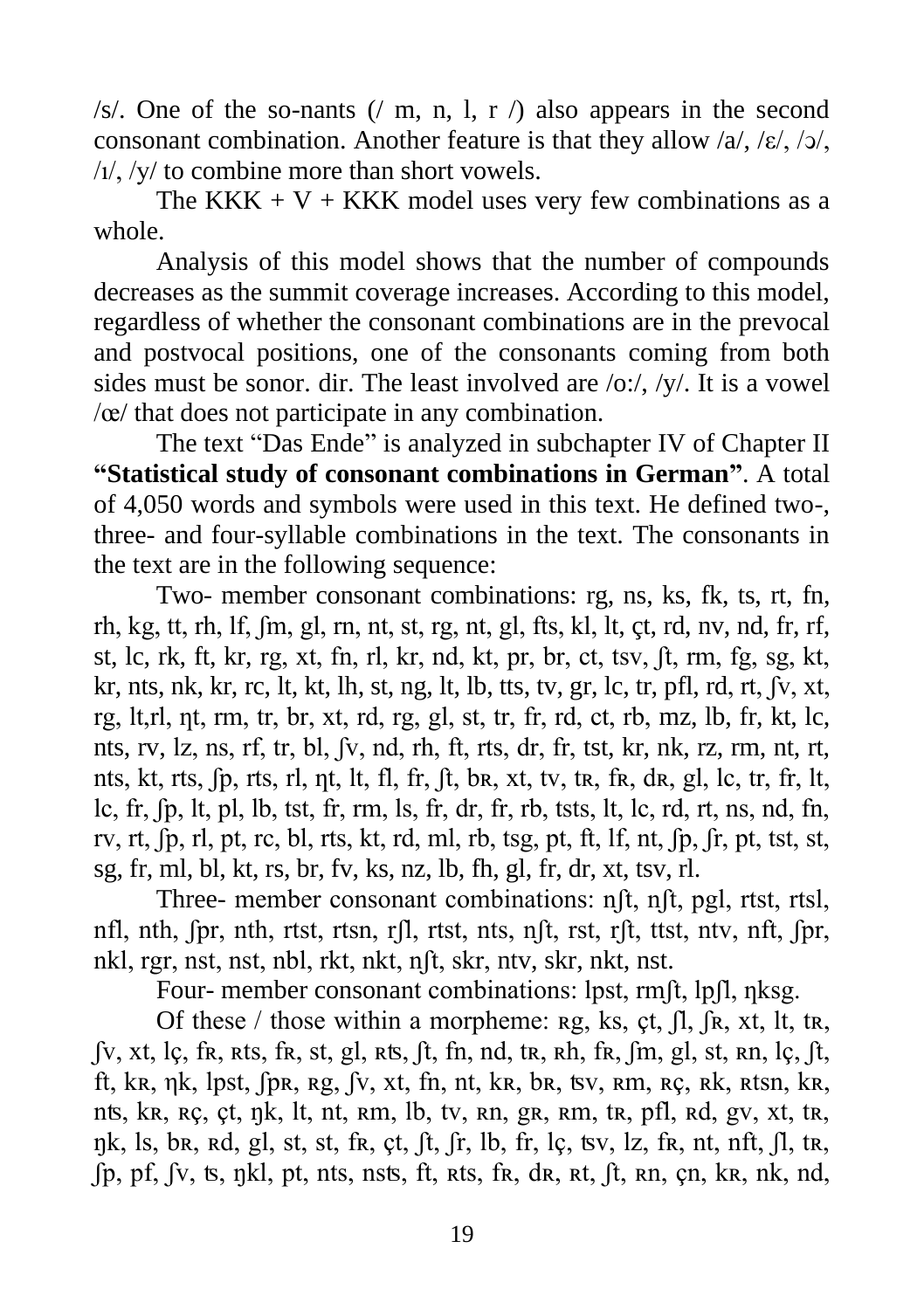/s/. One of the so-nants (/ m, n, l, r /) also appears in the second consonant combination. Another feature is that they allow /a/, /ɛ/, /ɔ/, /ɪ/, /y/ to combine more than short vowels.

The KKK + V + KKK model uses very few combinations as a whole.

Analysis of this model shows that the number of compounds decreases as the summit coverage increases. According to this model, regardless of whether the consonant combinations are in the prevocal and postvocal positions, one of the consonants coming from both sides must be sonor. dir. The least involved are /o:/, /y/. It is a vowel /œ/ that does not participate in any combination.

The text "Das Ende" is analyzed in subchapter IV of Chapter II **"Statistical study of consonant combinations in German"**. A total of 4,050 words and symbols were used in this text. He defined two-, three- and four-syllable combinations in the text. The consonants in the text are in the following sequence:

Two- member consonant combinations: rg, ns, ks, fk, ts, rt, fn, rh, kg, tt, rh, lf, ʃm, gl, rn, nt, st, rg, nt, gl, fts, kl, lt, çt, rd, nv, nd, fr, rf, st, lc, rk, ft, kr, rg, xt, fn, rl, kr, nd, kt, pr, br, ct, tsv, ʃt, rm, fg, sg, kt, kr, nts, nk, kr, rc, lt, kt, lh, st, ng, lt, lb, tts, tv, gr, lc, tr, pfl, rd, rt, ʃv, xt, rg, lt,rl, ɳt, rm, tr, br, xt, rd, rg, gl, st, tr, fr, rd, ct, rb, mz, lb, fr, kt, lc, nts, rv, lz, ns, rf, tr, bl, ʃv, nd, rh, ft, rts, dr, fr, tst, kr, nk, rz, rm, nt, rt, nts, kt, rts, ʃp, rts, rl, ɳt, lt, fl, fr, ʃt, bʀ, xt, tv, tʀ, fʀ, dʀ, gl, lc, tr, fr, lt, lc, fr, ʃp, lt, pl, lb, tst, fr, rm, ls, fr, dr, fr, rb, tsts, lt, lc, rd, rt, ns, nd, fn, rv, rt, ʃp, rl, pt, rc, bl, rts, kt, rd, ml, rb, tsg, pt, ft, lf, nt, ʃp, ʃr, pt, tst, st, sg, fr, ml, bl, kt, rs, br, fv, ks, nz, lb, fh, gl, fr, dr, xt, tsv, rl.

Three- member consonant combinations: nʃt, nʃt, pgl, rtst, rtsl, nfl, nth, ʃpr, nth, rtst, rtsn, rʃl, rtst, nts, nʃt, rst, rʃt, ttst, ntv, nft, ʃpr, nkl, rgr, nst, nst, nbl, rkt, nkt, nʃt, skr, ntv, skr, nkt, nst.

Four- member consonant combinations: lpst, rmʃt, lpʃl, ɳksg.

Of these / those within a morpheme: ʀg, ks, çt, ʃl, ʃʀ, xt, lt, tʀ, ʃv, xt, lç, fʀ, ʀts, fʀ, st, gl, ʀʦ, ʃt, fn, nd, tʀ, ʀh, fʀ, ʃm, gl, st, ʀn, lç, ʃt, ft, kʀ, ɳk, lpst, ʃpʀ, ʀg, ʃv, xt, fn, nt, kʀ, bʀ, ʦv, ʀm, ʀç, ʀk, ʀtsn, kʀ, nʦ, kʀ, ʀç, çt, ŋk, lt, nt, ʀm, lb, tv, ʀn, gʀ, ʀm, tʀ, pfl, ʀd, gv, xt, tʀ, ŋk, ls, bʀ, ʀd, gl, st, st, fʀ, çt, ʃt, ʃr, lb, fr, lç, ʦv, lz, fʀ, nt, nft, ʃl, tʀ, ʃp, pf, ʃv, ʦ, ŋkl, pt, nts, nsʦ, ft, ʀts, fʀ, dʀ, ʀt, ʃt, ʀn, çn, kʀ, nk, nd,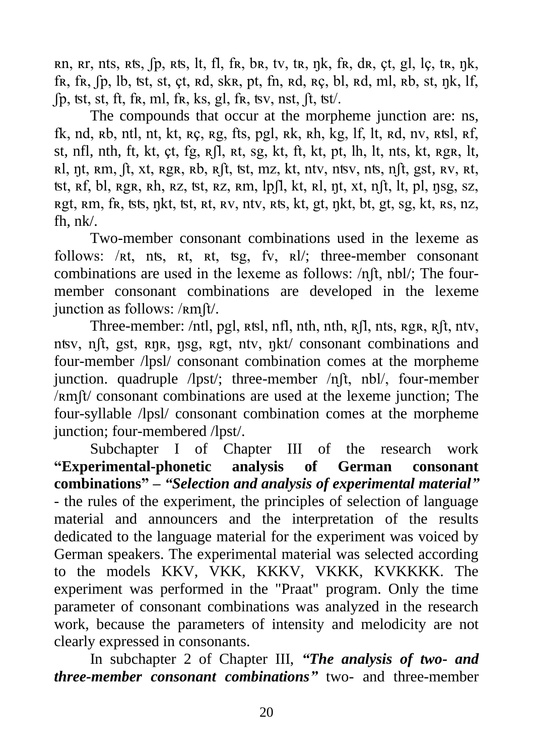ʀn, ʀr, nts, ʀʦ, ʃp, ʀʦ, lt, fl, fʀ, bʀ, tv, tʀ, ŋk, fʀ, dʀ, çt, gl, lç, tʀ, ŋk, fʀ, fʀ, ʃp, lb, ʦt, st, çt, ʀd, skʀ, pt, fn, ʀd, ʀç, bl, ʀd, ml, ʀb, st, ŋk, lf, ʃp, ʦt, st, ft, fʀ, ml, fʀ, ks, gl, fʀ, ʦv, nst, ʃt, ʦt/.

The compounds that occur at the morpheme junction are: ns, fk, nd, ʀb, ntl, nt, kt, ʀç, ʀg, fts, pgl, ʀk, ʀh, kg, lf, lt, ʀd, nv, ʀʦl, ʀf, st, nfl, nth, ft, kt, çt, fg, ʀʃl, ʀt, sg, kt, ft, kt, pt, lh, lt, nts, kt, ʀgʀ, lt, ʀl, ŋt, ʀm, ʃt, xt, ʀgʀ, ʀb, ʀʃt, ʦt, mz, kt, ntv, nʦv, nʦ, nʃt, gst, ʀv, ʀt, ʦt, ʀf, bl, ʀgʀ, ʀh, ʀz, ʦt, ʀz, ʀm, lpʃl, kt, ʀl, ŋt, xt, nʃt, lt, pl, ŋsg, sz, ʀgt, ʀm, fʀ, ʦʦ, ŋkt, ʦt, ʀt, ʀv, ntv, ʀʦ, kt, gt, ŋkt, bt, gt, sg, kt, ʀs, nz, fh, nk/.

Two-member consonant combinations used in the lexeme as follows: /ʀt, nʦ, ʀt, ʀt, ʦg, fv, ʀl/; three-member consonant combinations are used in the lexeme as follows: /nʃt, nbl/; The four-member consonant combinations are developed in the lexeme junction as follows: /ʀmʃt/.

Three-member: /ntl, pgl, ʀʦl, nfl, nth, nth, ʀʃl, nts, ʀgʀ, ʀʃt, ntv, nʦv, nʃt, gst, ʀŋʀ, ŋsg, ʀgt, ntv, ŋkt/ consonant combinations and four-member /lpsl/ consonant combination comes at the morpheme junction. quadruple /lpst/; three-member /nʃt, nbl/, four-member /ʀmʃt/ consonant combinations are used at the lexeme junction; The four-syllable /lpsl/ consonant combination comes at the morpheme junction; four-membered /lpst/.

Subchapter I of Chapter III of the research work **"Experimental-phonetic analysis of German consonant combinations" –** ***"Selection and analysis of experimental material"*** - the rules of the experiment, the principles of selection of language material and announcers and the interpretation of the results dedicated to the language material for the experiment was voiced by German speakers. The experimental material was selected according to the models KKV, VKK, KKKV, VKKK, KVKKKK. The experiment was performed in the "Praat" program. Only the time parameter of consonant combinations was analyzed in the research work, because the parameters of intensity and melodicity are not clearly expressed in consonants.

In subchapter 2 of Chapter III, ***"The analysis of two- and three-member consonant combinations"*** two- and three-member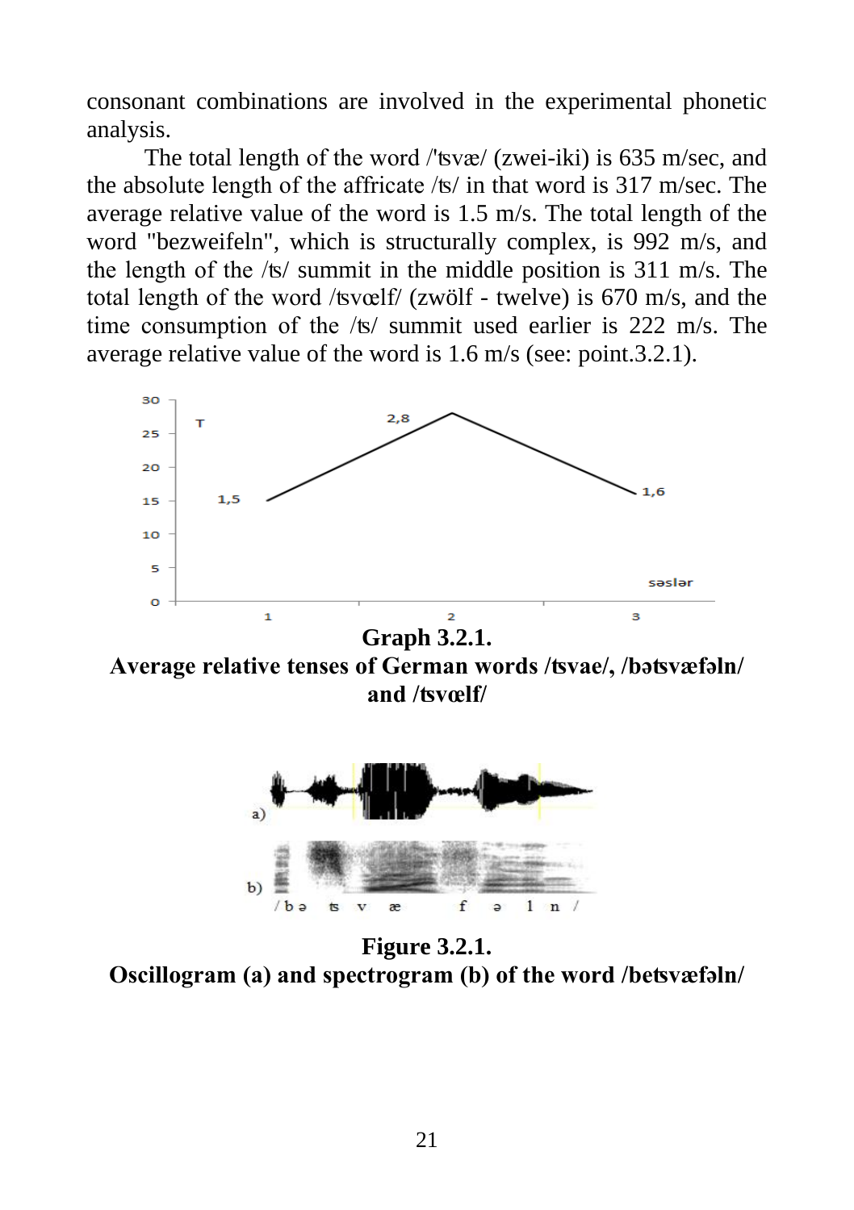consonant combinations are involved in the experimental phonetic analysis.

The total length of the word /'ʦvæ/ (zwei-iki) is 635 m/sec, and the absolute length of the affricate /ʦ/ in that word is 317 m/sec. The average relative value of the word is 1.5 m/s. The total length of the word "bezweifeln", which is structurally complex, is 992 m/s, and the length of the /ʦ/ summit in the middle position is 311 m/s. The total length of the word /ʦvœlf/ (zwölf - twelve) is 670 m/s, and the time consumption of the /ʦ/ summit used earlier is 222 m/s. The average relative value of the word is 1.6 m/s (see: point.3.2.1).

**Graph 3.2.1.**
**Average relative tenses of German words /ʦvae/, /bəʦvæfəln/ and /ʦvœlf/**

**Figure 3.2.1.**
**Oscillogram (a) and spectrogram (b) of the word /beʦvæfəln/**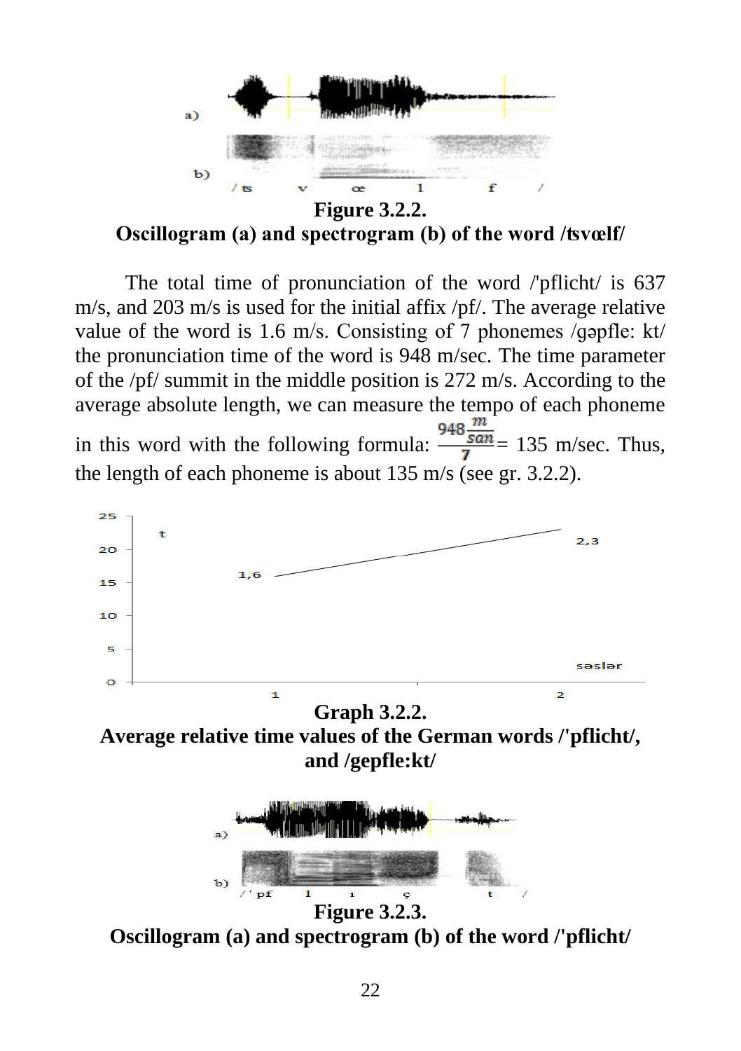**Figure 3.2.2.**
**Oscillogram (a) and spectrogram (b) of the word /ʦvœlf/**

The total time of pronunciation of the word /'pflicht/ is 637 m/s, and 203 m/s is used for the initial affix /pf/. The average relative value of the word is 1.6 m/s. Consisting of 7 phonemes /gəpfle: kt/ the pronunciation time of the word is 948 m/sec. The time parameter of the /pf/ summit in the middle position is 272 m/s. According to the average absolute length, we can measure the tempo of each phoneme in this word with the following formula: $\frac{948\frac{m}{san}}{7}$= 135 m/sec. Thus, the length of each phoneme is about 135 m/s (see gr. 3.2.2).

**Graph 3.2.2.**
**Average relative time values of the German words /'pflicht/, and /gepfle:kt/**

**Figure 3.2.3.**
**Oscillogram (a) and spectrogram (b) of the word /'pflicht/**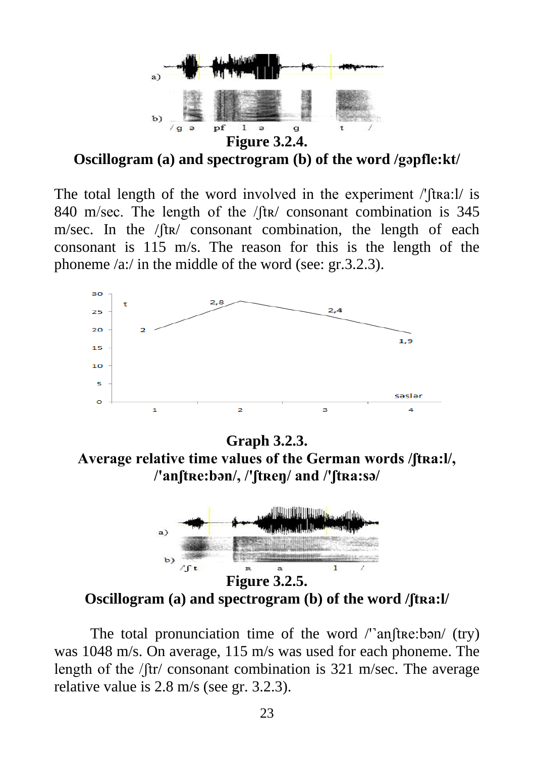**Figure 3.2.4.**
**Oscillogram (a) and spectrogram (b) of the word /gəpfle:kt/**

The total length of the word involved in the experiment /'ʃtʀa:l/ is 840 m/sec. The length of the /ʃtʀ/ consonant combination is 345 m/sec. In the /ʃtʀ/ consonant combination, the length of each consonant is 115 m/s. The reason for this is the length of the phoneme /a:/ in the middle of the word (see: gr.3.2.3).

**Graph 3.2.3.**
**Average relative time values of the German words /ʃtʀa:l/, /'anʃtʀe:bən/, /'ʃtʀeŋ/ and /'ʃtʀa:sə/**

**Figure 3.2.5.**
**Oscillogram (a) and spectrogram (b) of the word /ʃtʀa:l/**

The total pronunciation time of the word /'ˋanʃtʀe:bən/ (try) was 1048 m/s. On average, 115 m/s was used for each phoneme. The length of the /ʃtr/ consonant combination is 321 m/sec. The average relative value is 2.8 m/s (see gr. 3.2.3).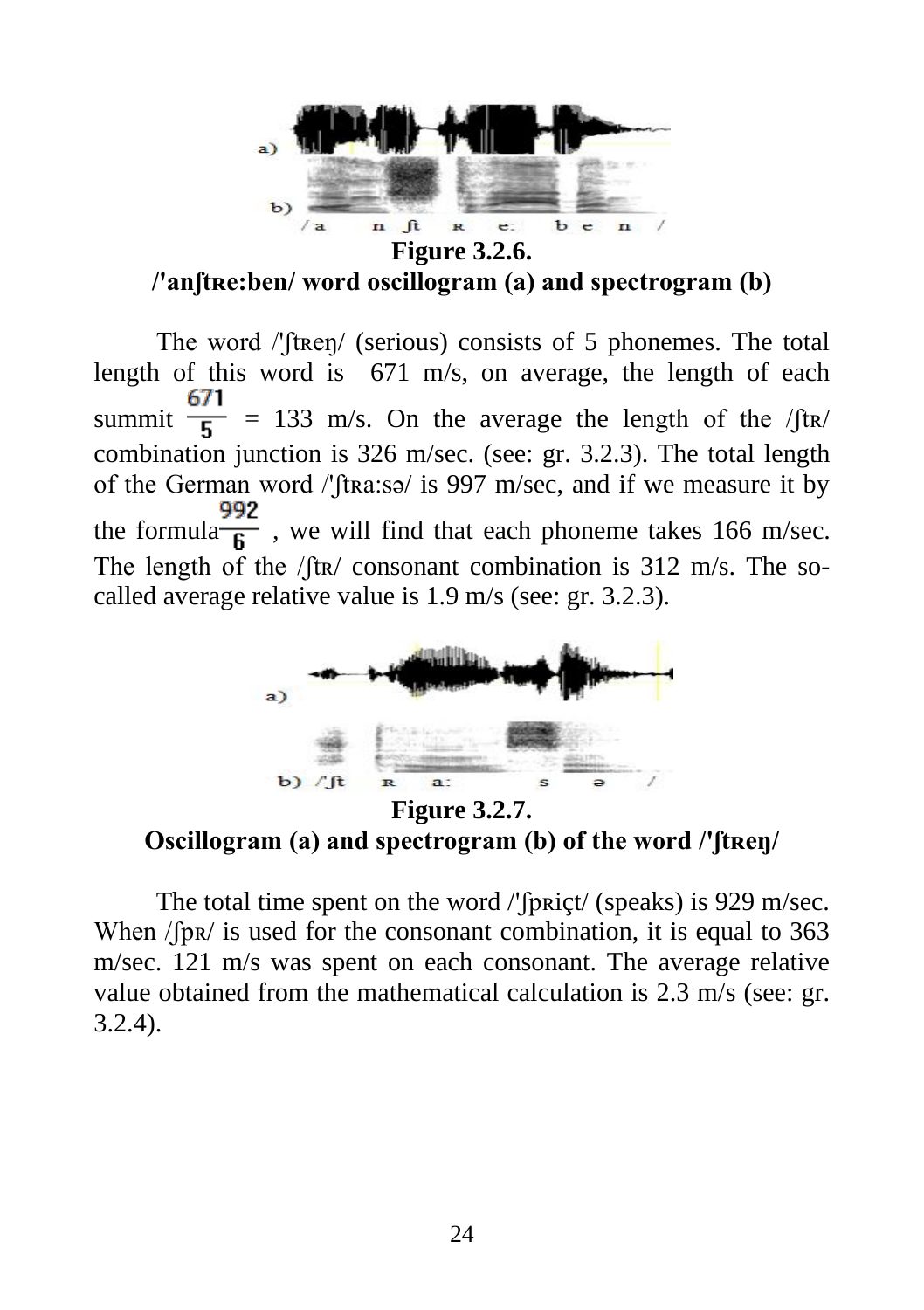**Figure 3.2.6.**

**/'anʃtʀe:ben/ word oscillogram (a) and spectrogram (b)**

The word /'ʃtʀeŋ/ (serious) consists of 5 phonemes. The total length of this word is 671 m/s, on average, the length of each summit $\frac{671}{5}$ = 133 m/s. On the average the length of the /ʃtʀ/ combination junction is 326 m/sec. (see: gr. 3.2.3). The total length of the German word /'ʃtʀa:sə/ is 997 m/sec, and if we measure it by the formula $\frac{992}{6}$ , we will find that each phoneme takes 166 m/sec. The length of the /ʃtʀ/ consonant combination is 312 m/s. The so-called average relative value is 1.9 m/s (see: gr. 3.2.3).

**Figure 3.2.7.**

**Oscillogram (a) and spectrogram (b) of the word /'ʃtʀeŋ/**

The total time spent on the word /'ʃpʀiçt/ (speaks) is 929 m/sec. When /ʃpʀ/ is used for the consonant combination, it is equal to 363 m/sec. 121 m/s was spent on each consonant. The average relative value obtained from the mathematical calculation is 2.3 m/s (see: gr. 3.2.4).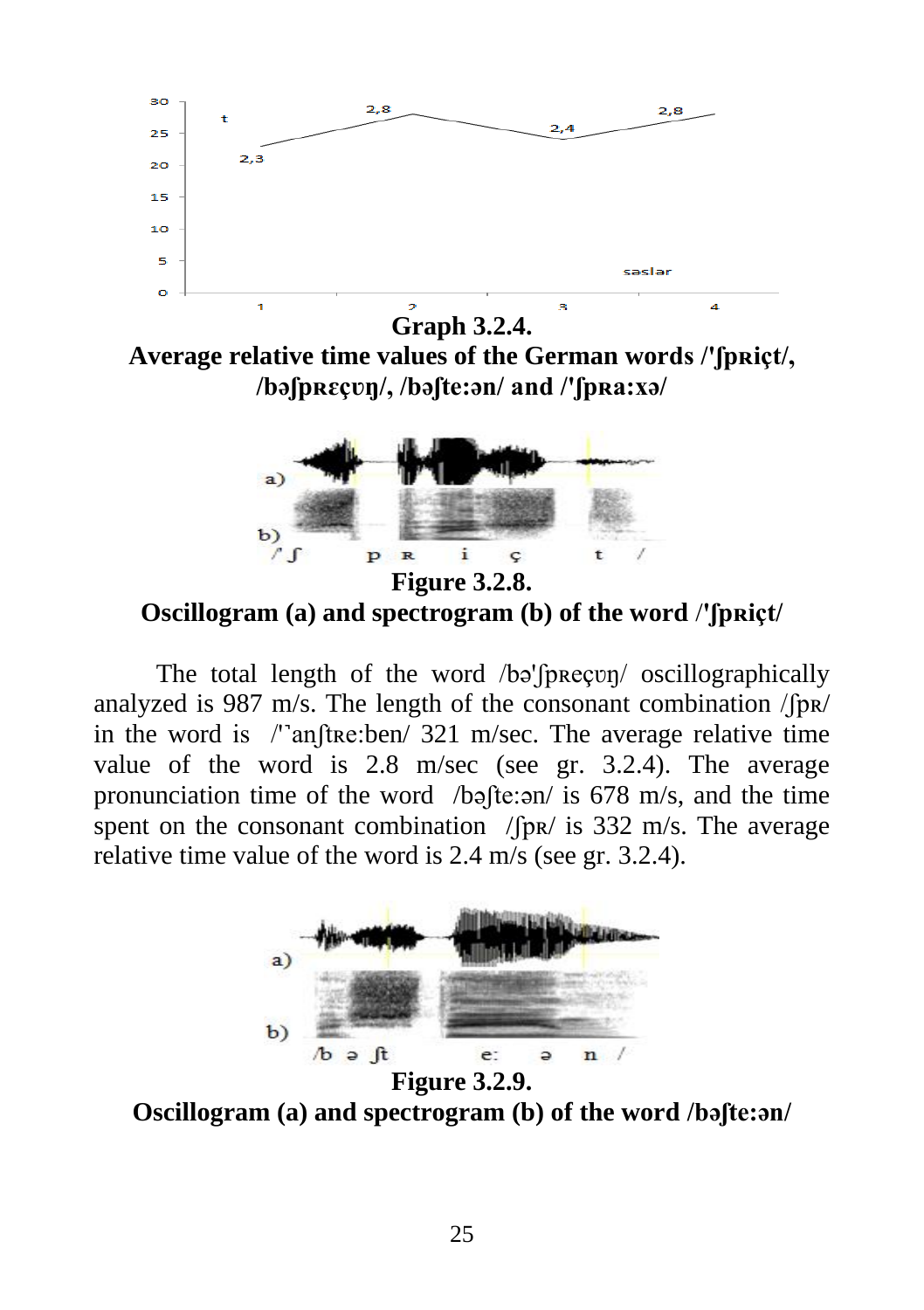**Graph 3.2.4.**

**Average relative time values of the German words /'ʃpʀiçt/, /bəʃpʀɛçʊŋ/, /bəʃte:ən/ and /'ʃpʀa:xə/**

**Figure 3.2.8.**

**Oscillogram (a) and spectrogram (b) of the word /'ʃpʀiçt/**

The total length of the word /bə'ʃpʀeçʊŋ/ oscillographically analyzed is 987 m/s. The length of the consonant combination /ʃpʀ/ in the word is /'̚anʃtʀe:ben/ 321 m/sec. The average relative time value of the word is 2.8 m/sec (see gr. 3.2.4). The average pronunciation time of the word /bəʃte:ən/ is 678 m/s, and the time spent on the consonant combination /ʃpʀ/ is 332 m/s. The average relative time value of the word is 2.4 m/s (see gr. 3.2.4).

**Figure 3.2.9.**

**Oscillogram (a) and spectrogram (b) of the word /bəʃte:ən/**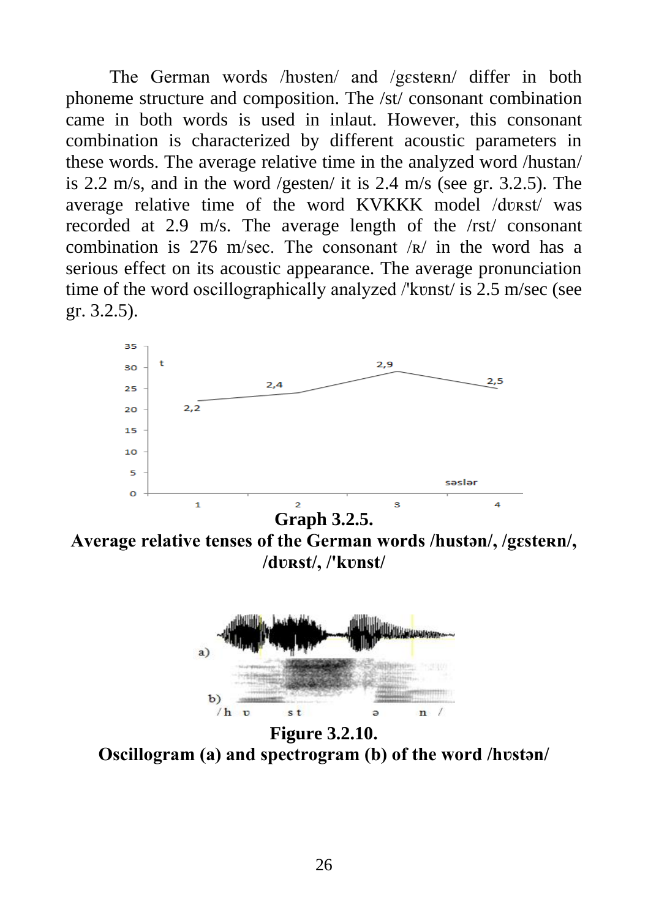The German words /hʊsten/ and /gɛsteʀn/ differ in both phoneme structure and composition. The /st/ consonant combination came in both words is used in inlaut. However, this consonant combination is characterized by different acoustic parameters in these words. The average relative time in the analyzed word /hustan/ is 2.2 m/s, and in the word /gesten/ it is 2.4 m/s (see gr. 3.2.5). The average relative time of the word KVKKK model /dʊʀst/ was recorded at 2.9 m/s. The average length of the /rst/ consonant combination is 276 m/sec. The consonant /ʀ/ in the word has a serious effect on its acoustic appearance. The average pronunciation time of the word oscillographically analyzed /'kʊnst/ is 2.5 m/sec (see gr. 3.2.5).

**Graph 3.2.5.**
**Average relative tenses of the German words /hustən/, /gɛsteʀn/, /dʊʀst/, /'kʊnst/**

**Figure 3.2.10.**
**Oscillogram (a) and spectrogram (b) of the word /hʊstən/**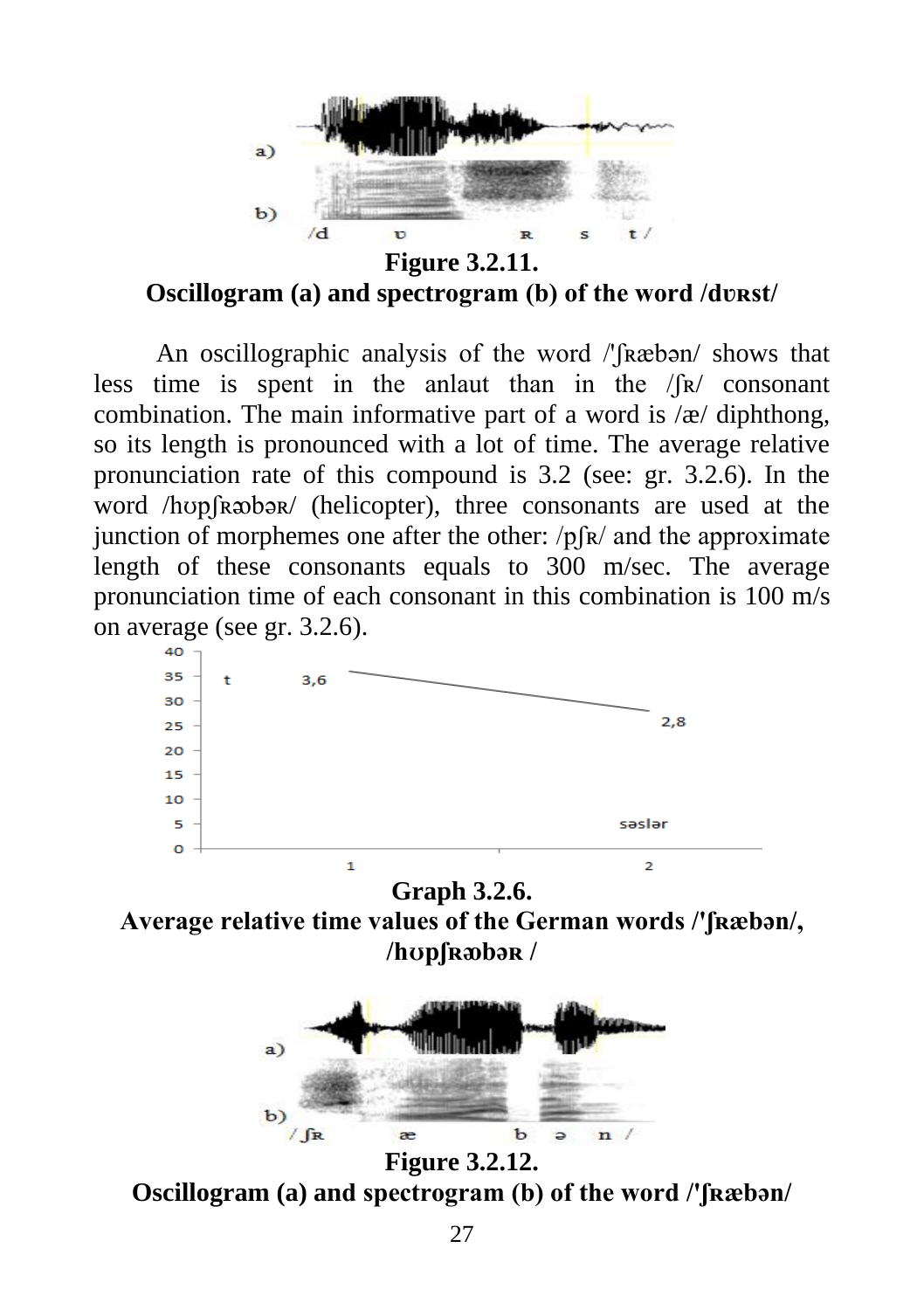**Figure 3.2.11.**
**Oscillogram (a) and spectrogram (b) of the word /dʊʀst/**

An oscillographic analysis of the word /'ʃʀæbən/ shows that less time is spent in the anlaut than in the /ʃʀ/ consonant combination. The main informative part of a word is /æ/ diphthong, so its length is pronounced with a lot of time. The average relative pronunciation rate of this compound is 3.2 (see: gr. 3.2.6). In the word /hʊpʃʀæbəʀ/ (helicopter), three consonants are used at the junction of morphemes one after the other: /pʃʀ/ and the approximate length of these consonants equals to 300 m/sec. The average pronunciation time of each consonant in this combination is 100 m/s on average (see gr. 3.2.6).

**Graph 3.2.6.**
**Average relative time values of the German words /'ʃʀæbən/, /hʊpʃʀæbəʀ /**

**Figure 3.2.12.**
**Oscillogram (a) and spectrogram (b) of the word /'ʃʀæbən/**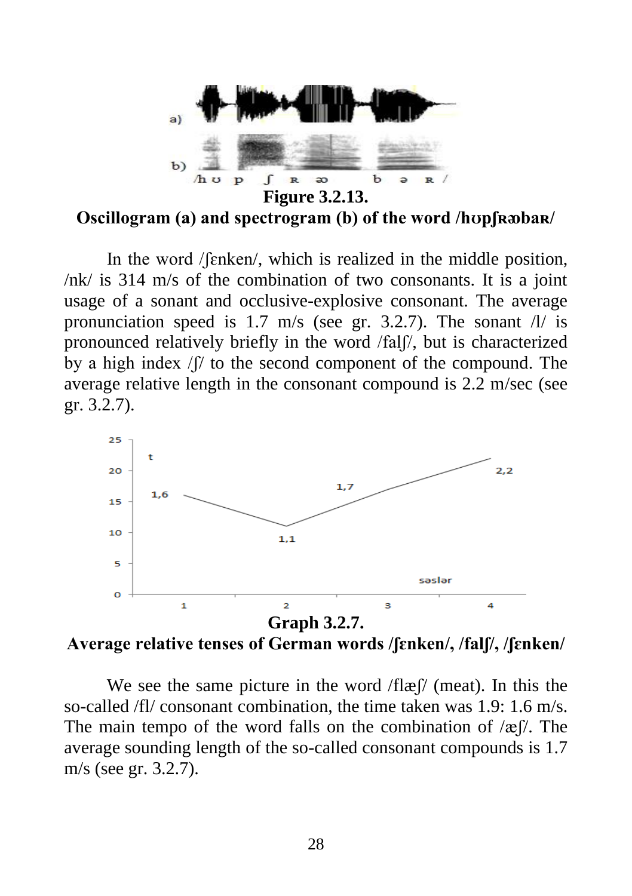**Figure 3.2.13.**
**Oscillogram (a) and spectrogram (b) of the word /hʊpʃʀɶbaʀ/**

In the word /ʃɛnken/, which is realized in the middle position, /nk/ is 314 m/s of the combination of two consonants. It is a joint usage of a sonant and occlusive-explosive consonant. The average pronunciation speed is 1.7 m/s (see gr. 3.2.7). The sonant /l/ is pronounced relatively briefly in the word /falʃ/, but is characterized by a high index /ʃ/ to the second component of the compound. The average relative length in the consonant compound is 2.2 m/sec (see gr. 3.2.7).

**Graph 3.2.7.**
**Average relative tenses of German words /ʃɛnken/, /falʃ/, /ʃɛnken/**

We see the same picture in the word /flæʃ/ (meat). In this the so-called /fl/ consonant combination, the time taken was 1.9: 1.6 m/s. The main tempo of the word falls on the combination of /æʃ/. The average sounding length of the so-called consonant compounds is 1.7 m/s (see gr. 3.2.7).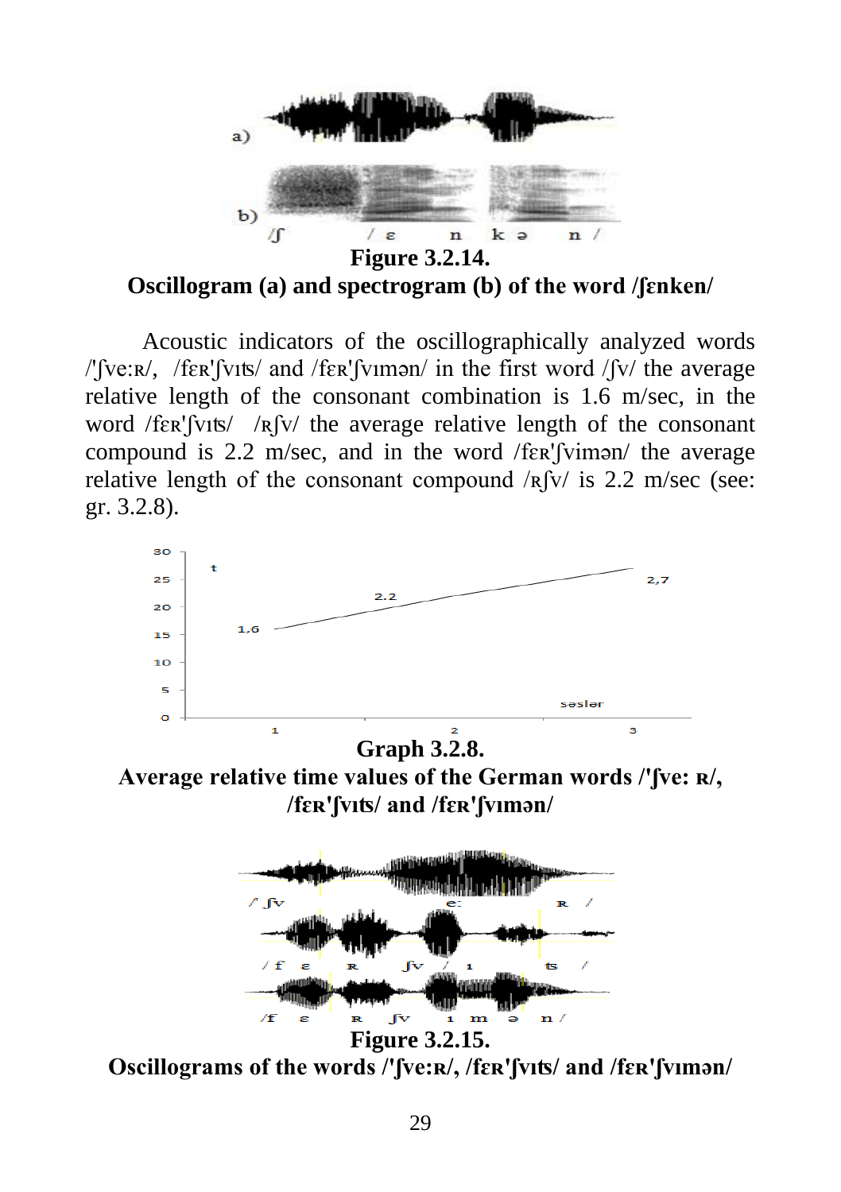**Figure 3.2.14.**

**Oscillogram (a) and spectrogram (b) of the word /ʃɛnken/**

Acoustic indicators of the oscillographically analyzed words /'ʃve:ʀ/, /fɛʀ'ʃvɪʦ/ and /fɛʀ'ʃvɪmən/ in the first word /ʃv/ the average relative length of the consonant combination is 1.6 m/sec, in the word /fɛʀ'ʃvɪʦ/ /ʀʃv/ the average relative length of the consonant compound is 2.2 m/sec, and in the word /fɛʀ'ʃvimən/ the average relative length of the consonant compound /ʀʃv/ is 2.2 m/sec (see: gr. 3.2.8).

**Graph 3.2.8.**

**Average relative time values of the German words /'ʃve: ʀ/, /fɛʀ'ʃvɪʦ/ and /fɛʀ'ʃvɪmən/**

**Figure 3.2.15.**

**Oscillograms of the words /'ʃve:ʀ/, /fɛʀ'ʃvɪʦ/ and /fɛʀ'ʃvɪmən/**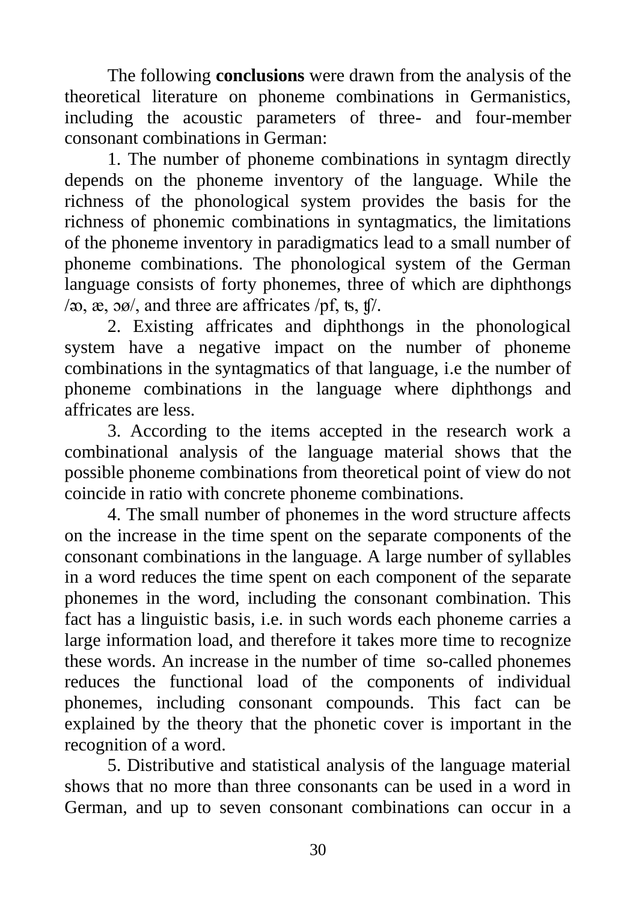The following **conclusions** were drawn from the analysis of the theoretical literature on phoneme combinations in Germanistics, including the acoustic parameters of three- and four-member consonant combinations in German:

1. The number of phoneme combinations in syntagm directly depends on the phoneme inventory of the language. While the richness of the phonological system provides the basis for the richness of phonemic combinations in syntagmatics, the limitations of the phoneme inventory in paradigmatics lead to a small number of phoneme combinations. The phonological system of the German language consists of forty phonemes, three of which are diphthongs /ꭤɔ, æ, ɔø/, and three are affricates /pf, ʦ, ʧ/.

2. Existing affricates and diphthongs in the phonological system have a negative impact on the number of phoneme combinations in the syntagmatics of that language, i.e the number of phoneme combinations in the language where diphthongs and affricates are less.

3. According to the items accepted in the research work a combinational analysis of the language material shows that the possible phoneme combinations from theoretical point of view do not coincide in ratio with concrete phoneme combinations.

4. The small number of phonemes in the word structure affects on the increase in the time spent on the separate components of the consonant combinations in the language. A large number of syllables in a word reduces the time spent on each component of the separate phonemes in the word, including the consonant combination. This fact has a linguistic basis, i.e. in such words each phoneme carries a large information load, and therefore it takes more time to recognize these words. An increase in the number of time so-called phonemes reduces the functional load of the components of individual phonemes, including consonant compounds. This fact can be explained by the theory that the phonetic cover is important in the recognition of a word.

5. Distributive and statistical analysis of the language material shows that no more than three consonants can be used in a word in German, and up to seven consonant combinations can occur in a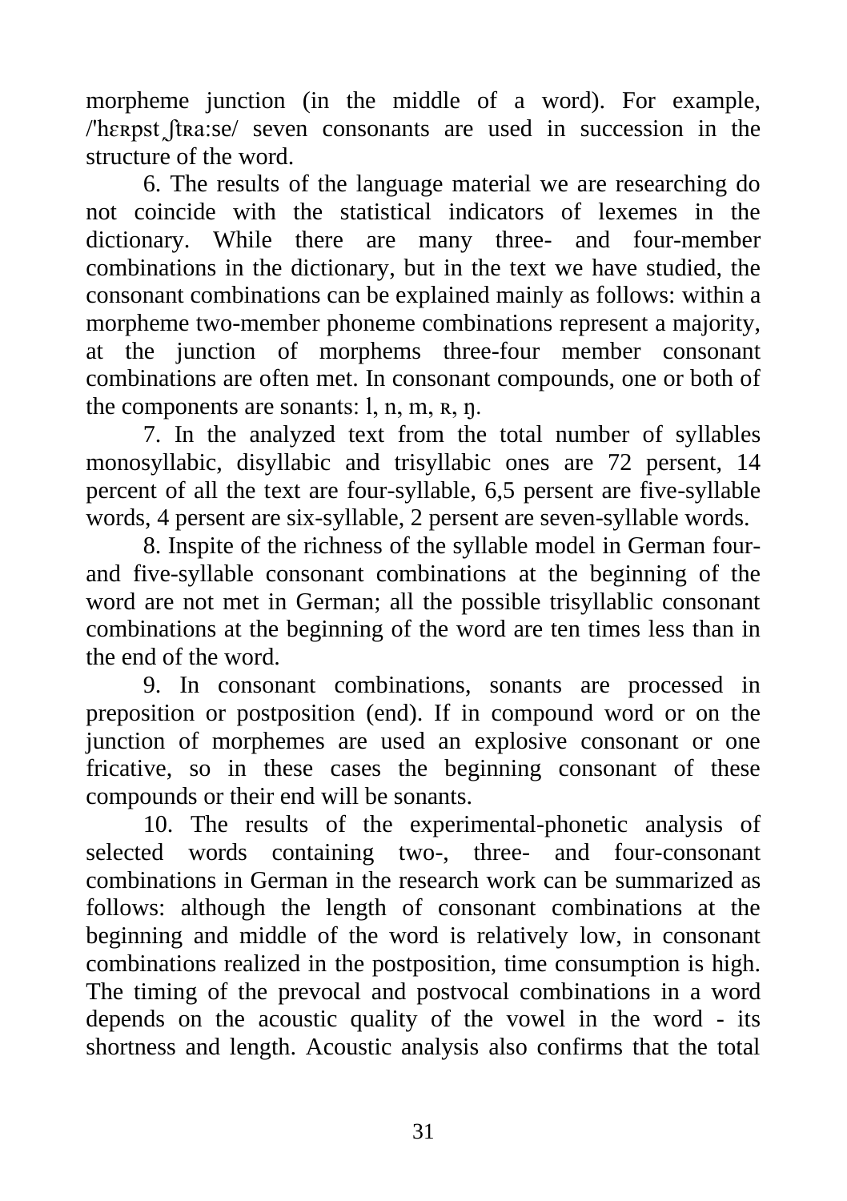morpheme junction (in the middle of a word). For example, /'hɛʀpst͡ʃtʀa:se/ seven consonants are used in succession in the structure of the word.

6. The results of the language material we are researching do not coincide with the statistical indicators of lexemes in the dictionary. While there are many three- and four-member combinations in the dictionary, but in the text we have studied, the consonant combinations can be explained mainly as follows: within a morpheme two-member phoneme combinations represent a majority, at the junction of morphems three-four member consonant combinations are often met. In consonant compounds, one or both of the components are sonants: l, n, m, ʀ, ŋ.

7. In the analyzed text from the total number of syllables monosyllabic, disyllabic and trisyllabic ones are 72 persent, 14 percent of all the text are four-syllable, 6,5 persent are five-syllable words, 4 persent are six-syllable, 2 persent are seven-syllable words.

8. Inspite of the richness of the syllable model in German four- and five-syllable consonant combinations at the beginning of the word are not met in German; all the possible trisyllablic consonant combinations at the beginning of the word are ten times less than in the end of the word.

9. In consonant combinations, sonants are processed in preposition or postposition (end). If in compound word or on the junction of morphemes are used an explosive consonant or one fricative, so in these cases the beginning consonant of these compounds or their end will be sonants.

10. The results of the experimental-phonetic analysis of selected words containing two-, three- and four-consonant combinations in German in the research work can be summarized as follows: although the length of consonant combinations at the beginning and middle of the word is relatively low, in consonant combinations realized in the postposition, time consumption is high. The timing of the prevocal and postvocal combinations in a word depends on the acoustic quality of the vowel in the word - its shortness and length. Acoustic analysis also confirms that the total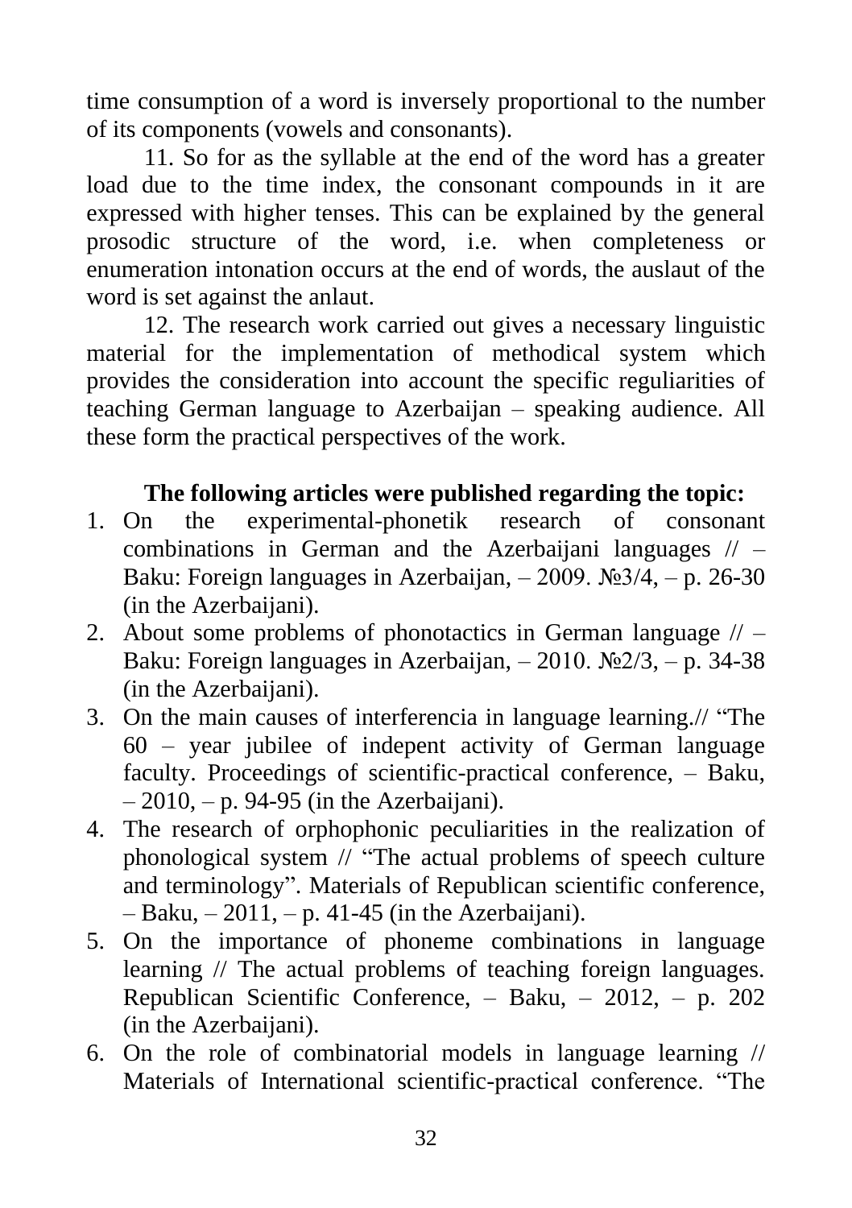time consumption of a word is inversely proportional to the number of its components (vowels and consonants).

11. So for as the syllable at the end of the word has a greater load due to the time index, the consonant compounds in it are expressed with higher tenses. This can be explained by the general prosodic structure of the word, i.e. when completeness or enumeration intonation occurs at the end of words, the auslaut of the word is set against the anlaut.

12. The research work carried out gives a necessary linguistic material for the implementation of methodical system which provides the consideration into account the specific reguliarities of teaching German language to Azerbaijan – speaking audience. All these form the practical perspectives of the work.

**The following articles were published regarding the topic:**

1. On the experimental-phonetik research of consonant combinations in German and the Azerbaijani languages // – Baku: Foreign languages in Azerbaijan, – 2009. №3/4, – p. 26-30 (in the Azerbaijani).
2. About some problems of phonotactics in German language // – Baku: Foreign languages in Azerbaijan, – 2010. №2/3, – p. 34-38 (in the Azerbaijani).
3. On the main causes of interferencia in language learning.// "The 60 – year jubilee of indepent activity of German language faculty. Proceedings of scientific-practical conference, – Baku, – 2010, – p. 94-95 (in the Azerbaijani).
4. The research of orphophonic peculiarities in the realization of phonological system // "The actual problems of speech culture and terminology". Materials of Republican scientific conference, – Baku, – 2011, – p. 41-45 (in the Azerbaijani).
5. On the importance of phoneme combinations in language learning // The actual problems of teaching foreign languages. Republican Scientific Conference, – Baku, – 2012, – p. 202 (in the Azerbaijani).
6. On the role of combinatorial models in language learning // Materials of International scientific-practical conference. "The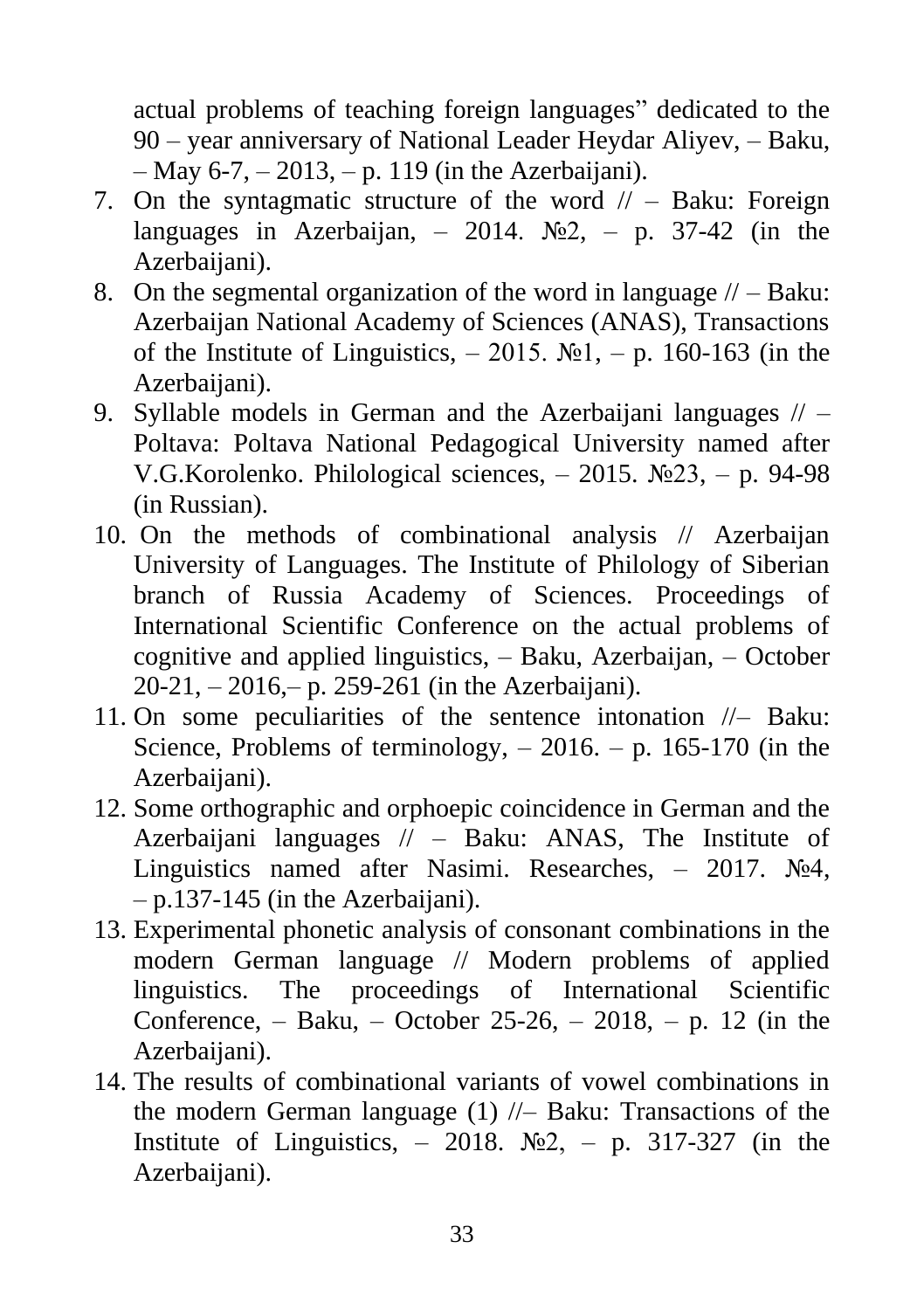actual problems of teaching foreign languages" dedicated to the 90 – year anniversary of National Leader Heydar Aliyev, – Baku, – May 6-7, – 2013, – p. 119 (in the Azerbaijani).

7. On the syntagmatic structure of the word // – Baku: Foreign languages in Azerbaijan, – 2014. №2, – p. 37-42 (in the Azerbaijani).
8. On the segmental organization of the word in language // – Baku: Azerbaijan National Academy of Sciences (ANAS), Transactions of the Institute of Linguistics, – 2015. №1, – p. 160-163 (in the Azerbaijani).
9. Syllable models in German and the Azerbaijani languages // – Poltava: Poltava National Pedagogical University named after V.G.Korolenko. Philological sciences, – 2015. №23, – p. 94-98 (in Russian).
10. On the methods of combinational analysis // Azerbaijan University of Languages. The Institute of Philology of Siberian branch of Russia Academy of Sciences. Proceedings of International Scientific Conference on the actual problems of cognitive and applied linguistics, – Baku, Azerbaijan, – October 20-21, – 2016,– p. 259-261 (in the Azerbaijani).
11. On some peculiarities of the sentence intonation //– Baku: Science, Problems of terminology, – 2016. – p. 165-170 (in the Azerbaijani).
12. Some orthographic and orphoepic coincidence in German and the Azerbaijani languages // – Baku: ANAS, The Institute of Linguistics named after Nasimi. Researches, – 2017. №4, – p.137-145 (in the Azerbaijani).
13. Experimental phonetic analysis of consonant combinations in the modern German language // Modern problems of applied linguistics. The proceedings of International Scientific Conference, – Baku, – October 25-26, – 2018, – p. 12 (in the Azerbaijani).
14. The results of combinational variants of vowel combinations in the modern German language (1) //– Baku: Transactions of the Institute of Linguistics, – 2018. №2, – p. 317-327 (in the Azerbaijani).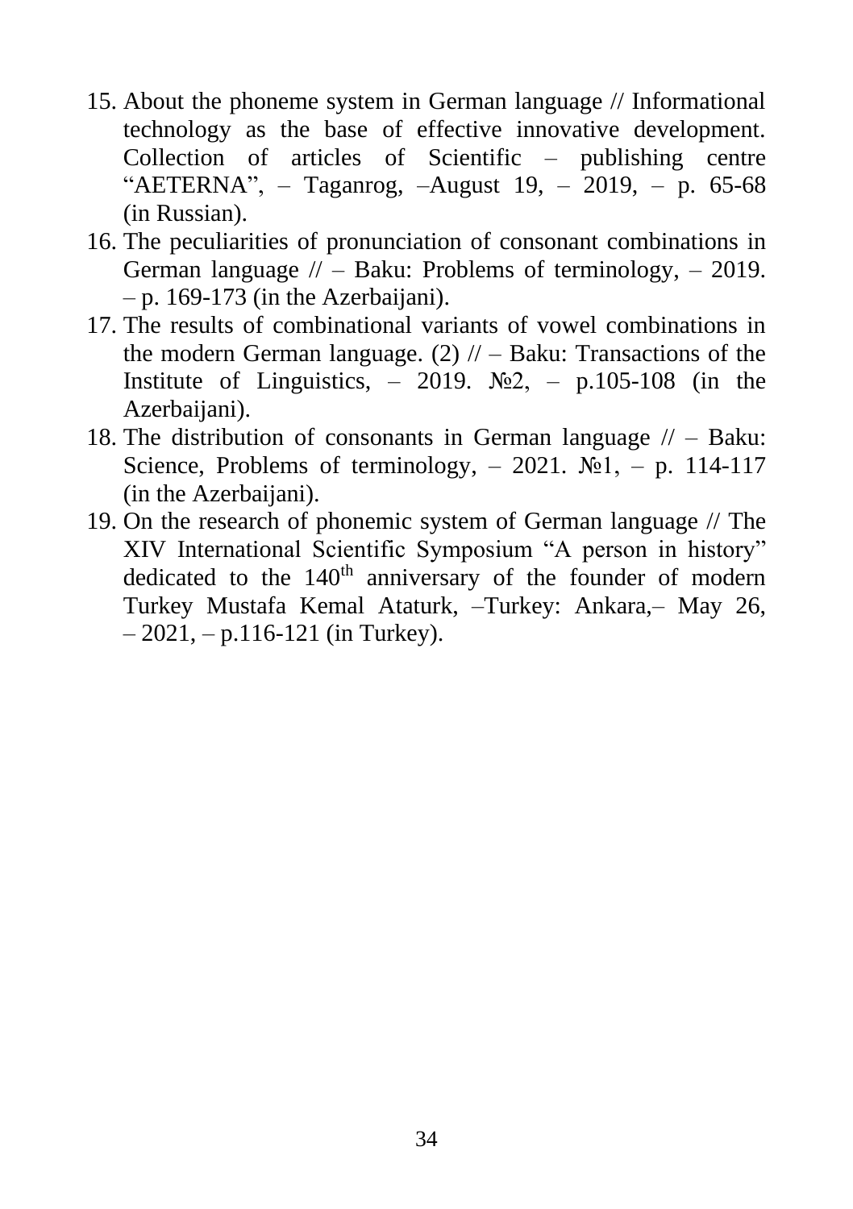15. About the phoneme system in German language // Informational technology as the base of effective innovative development. Collection of articles of Scientific – publishing centre "AETERNA", – Taganrog, –August 19, – 2019, – p. 65-68 (in Russian).
16. The peculiarities of pronunciation of consonant combinations in German language // – Baku: Problems of terminology, – 2019. – p. 169-173 (in the Azerbaijani).
17. The results of combinational variants of vowel combinations in the modern German language. (2) // – Baku: Transactions of the Institute of Linguistics, – 2019. №2, – p.105-108 (in the Azerbaijani).
18. The distribution of consonants in German language // – Baku: Science, Problems of terminology, – 2021. №1, – p. 114-117 (in the Azerbaijani).
19. On the research of phonemic system of German language // The XIV International Scientific Symposium "A person in history" dedicated to the 140th anniversary of the founder of modern Turkey Mustafa Kemal Ataturk, –Turkey: Ankara,– May 26, – 2021, – p.116-121 (in Turkey).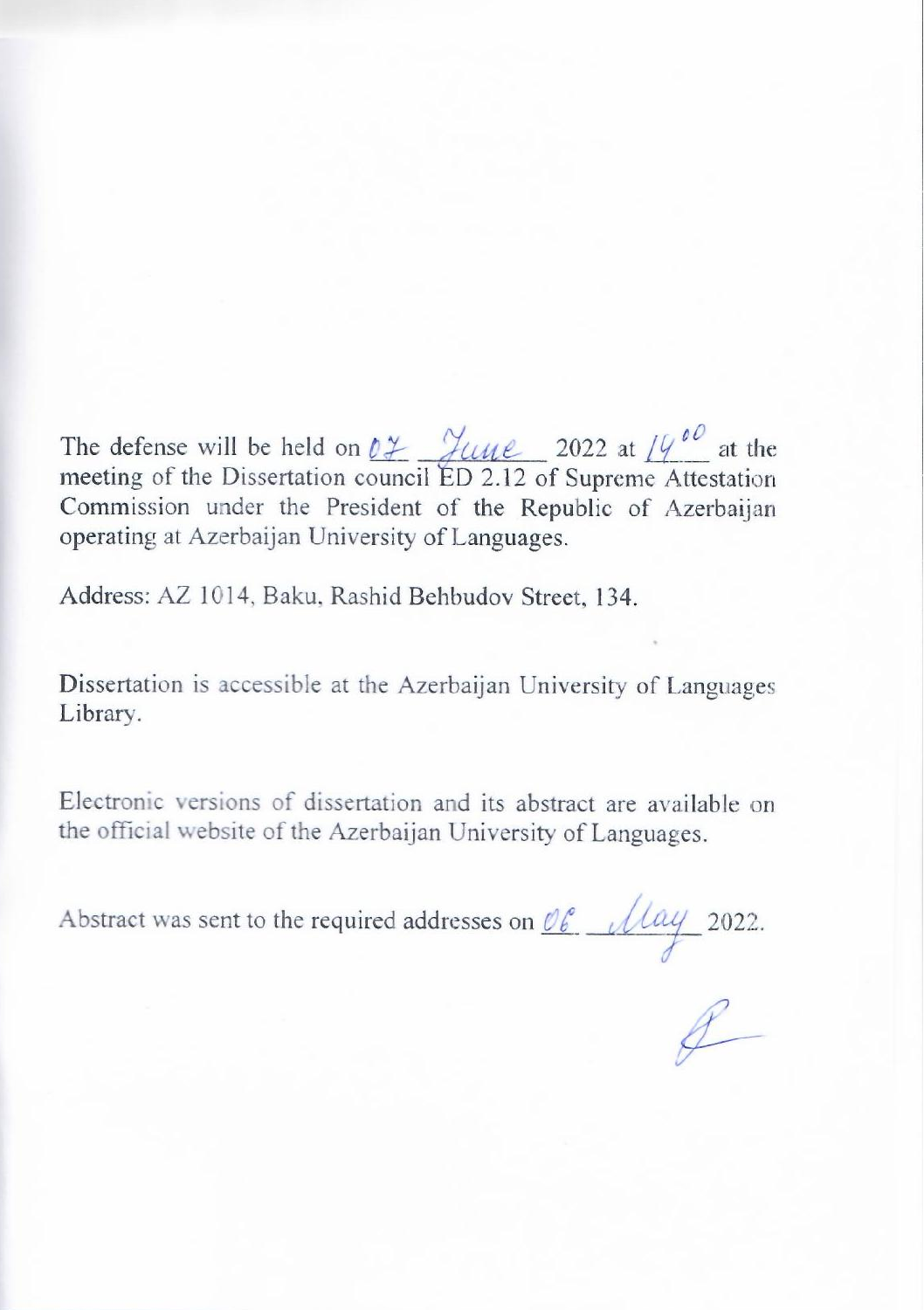The defense will be held on 07 June 2022 at 14$^{00}$ at the meeting of the Dissertation council ED 2.12 of Supreme Attestation Commission under the President of the Republic of Azerbaijan operating at Azerbaijan University of Languages.

Address: AZ 1014, Baku, Rashid Behbudov Street, 134.

Dissertation is accessible at the Azerbaijan University of Languages Library.

Electronic versions of dissertation and its abstract are available on the official website of the Azerbaijan University of Languages.

Abstract was sent to the required addresses on 06 May 2022.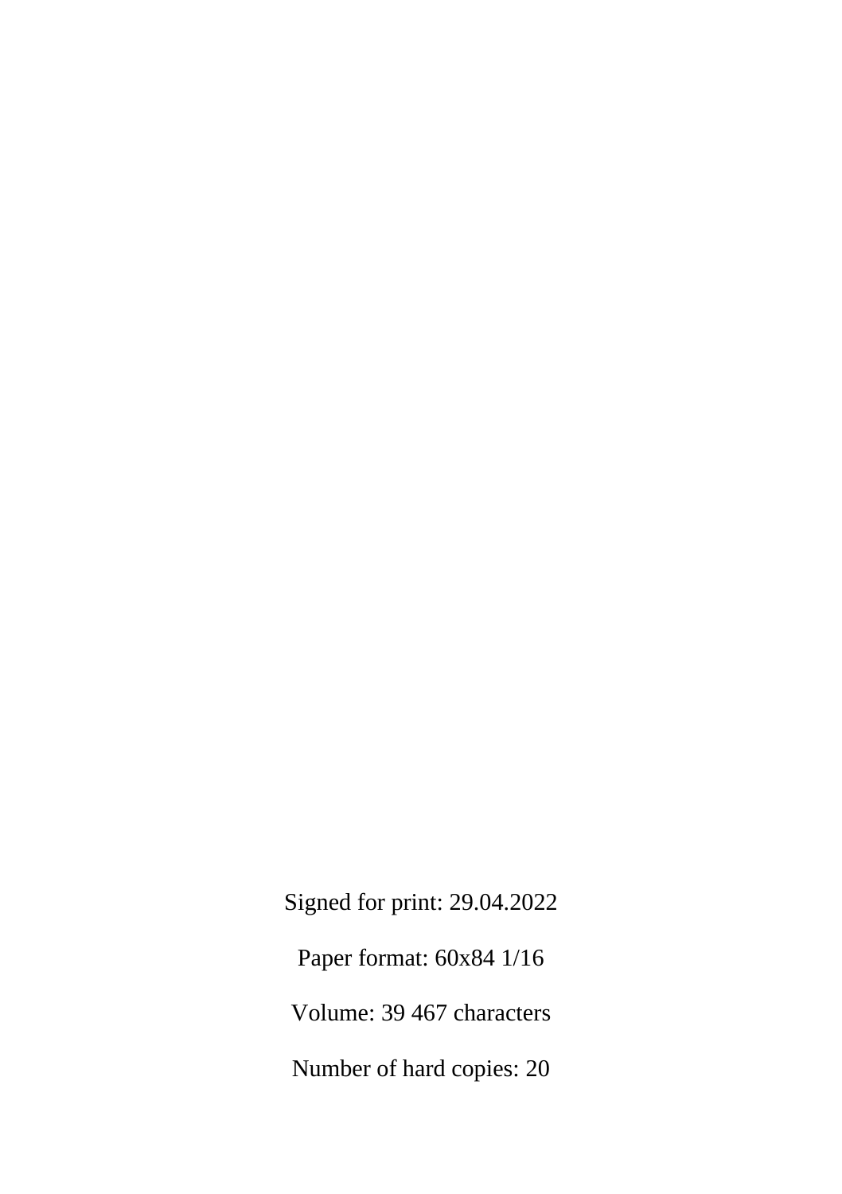Signed for print: 29.04.2022

Paper format: 60x84 1/16

Volume: 39 467 characters

Number of hard copies: 20